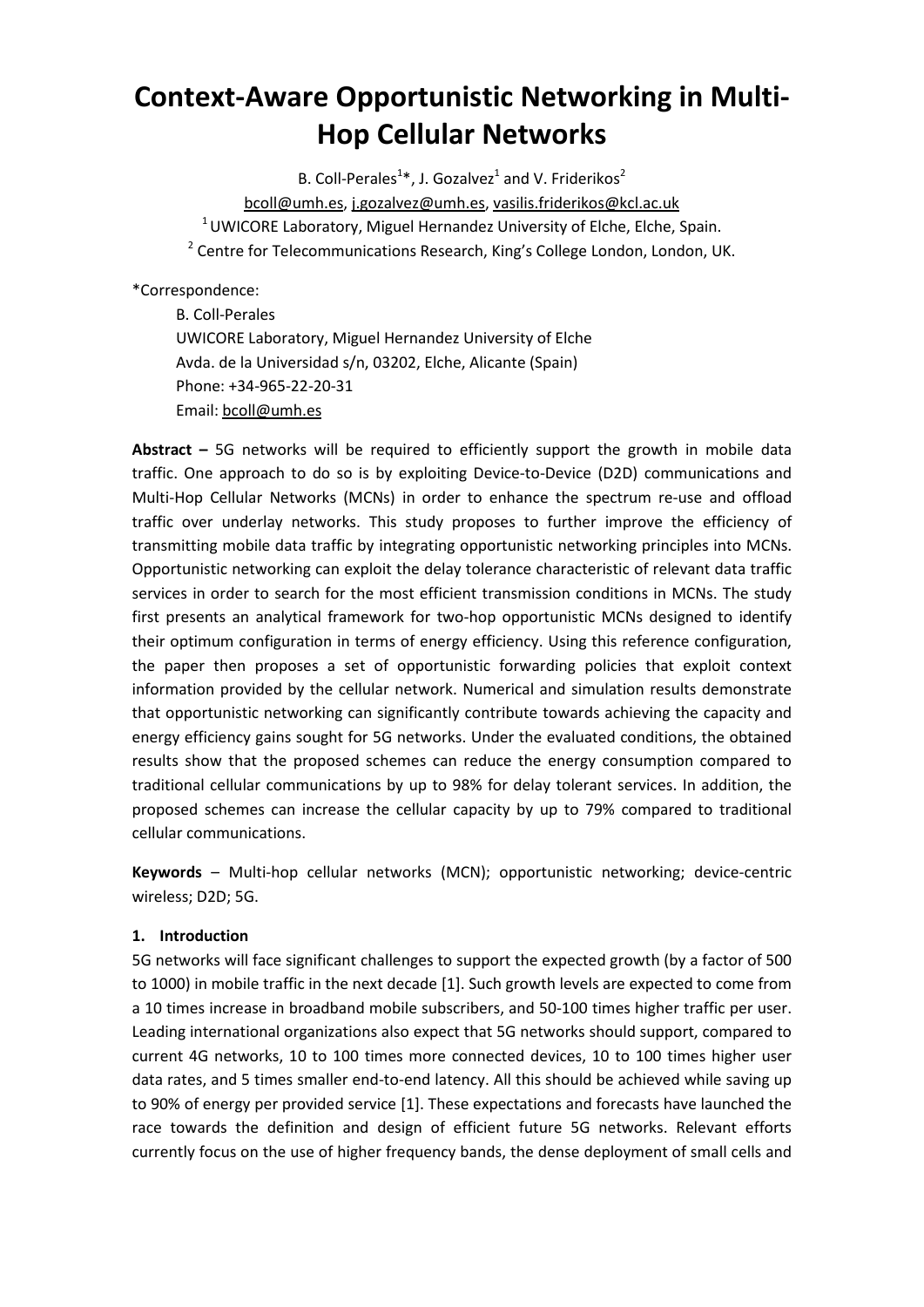# Context-Aware Opportunistic Networking in Multi-Hop Cellular Networks

B. Coll-Perales[1]*, J. Gozalvez[1] and V. Friderikos[2]

bcoll@umh.es, j.gozalvez@umh.es, vasilis.friderikos@kcl.ac.uk

[1] UWICORE Laboratory, Miguel Hernandez University of Elche, Elche, Spain.

[2] Centre for Telecommunications Research, King's College London, London, UK.

*Correspondence:

B. Coll-Perales
UWICORE Laboratory, Miguel Hernandez University of Elche
Avda. de la Universidad s/n, 03202, Elche, Alicante (Spain)
Phone: +34-965-22-20-31
Email: bcoll@umh.es

**Abstract –** 5G networks will be required to efficiently support the growth in mobile data traffic. One approach to do so is by exploiting Device-to-Device (D2D) communications and Multi-Hop Cellular Networks (MCNs) in order to enhance the spectrum re-use and offload traffic over underlay networks. This study proposes to further improve the efficiency of transmitting mobile data traffic by integrating opportunistic networking principles into MCNs. Opportunistic networking can exploit the delay tolerance characteristic of relevant data traffic services in order to search for the most efficient transmission conditions in MCNs. The study first presents an analytical framework for two-hop opportunistic MCNs designed to identify their optimum configuration in terms of energy efficiency. Using this reference configuration, the paper then proposes a set of opportunistic forwarding policies that exploit context information provided by the cellular network. Numerical and simulation results demonstrate that opportunistic networking can significantly contribute towards achieving the capacity and energy efficiency gains sought for 5G networks. Under the evaluated conditions, the obtained results show that the proposed schemes can reduce the energy consumption compared to traditional cellular communications by up to 98% for delay tolerant services. In addition, the proposed schemes can increase the cellular capacity by up to 79% compared to traditional cellular communications.

**Keywords** – Multi-hop cellular networks (MCN); opportunistic networking; device-centric wireless; D2D; 5G.

## 1. Introduction

5G networks will face significant challenges to support the expected growth (by a factor of 500 to 1000) in mobile traffic in the next decade [1]. Such growth levels are expected to come from a 10 times increase in broadband mobile subscribers, and 50-100 times higher traffic per user. Leading international organizations also expect that 5G networks should support, compared to current 4G networks, 10 to 100 times more connected devices, 10 to 100 times higher user data rates, and 5 times smaller end-to-end latency. All this should be achieved while saving up to 90% of energy per provided service [1]. These expectations and forecasts have launched the race towards the definition and design of efficient future 5G networks. Relevant efforts currently focus on the use of higher frequency bands, the dense deployment of small cells and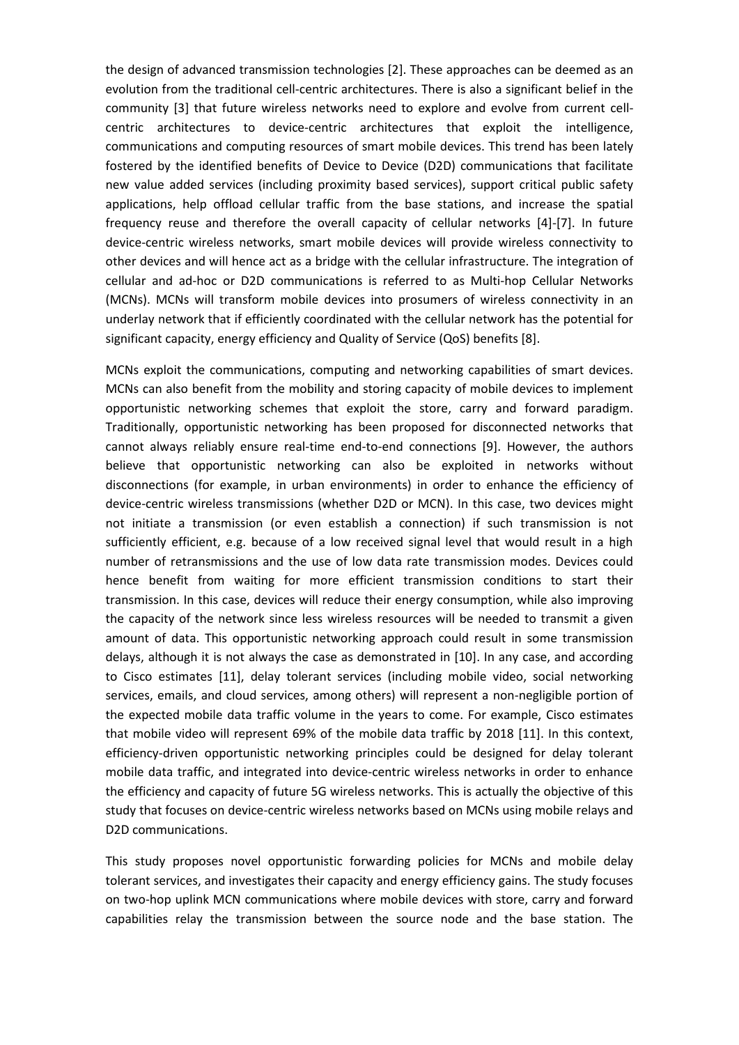the design of advanced transmission technologies [2]. These approaches can be deemed as an evolution from the traditional cell-centric architectures. There is also a significant belief in the community [3] that future wireless networks need to explore and evolve from current cell-centric architectures to device-centric architectures that exploit the intelligence, communications and computing resources of smart mobile devices. This trend has been lately fostered by the identified benefits of Device to Device (D2D) communications that facilitate new value added services (including proximity based services), support critical public safety applications, help offload cellular traffic from the base stations, and increase the spatial frequency reuse and therefore the overall capacity of cellular networks [4]-[7]. In future device-centric wireless networks, smart mobile devices will provide wireless connectivity to other devices and will hence act as a bridge with the cellular infrastructure. The integration of cellular and ad-hoc or D2D communications is referred to as Multi-hop Cellular Networks (MCNs). MCNs will transform mobile devices into prosumers of wireless connectivity in an underlay network that if efficiently coordinated with the cellular network has the potential for significant capacity, energy efficiency and Quality of Service (QoS) benefits [8].

MCNs exploit the communications, computing and networking capabilities of smart devices. MCNs can also benefit from the mobility and storing capacity of mobile devices to implement opportunistic networking schemes that exploit the store, carry and forward paradigm. Traditionally, opportunistic networking has been proposed for disconnected networks that cannot always reliably ensure real-time end-to-end connections [9]. However, the authors believe that opportunistic networking can also be exploited in networks without disconnections (for example, in urban environments) in order to enhance the efficiency of device-centric wireless transmissions (whether D2D or MCN). In this case, two devices might not initiate a transmission (or even establish a connection) if such transmission is not sufficiently efficient, e.g. because of a low received signal level that would result in a high number of retransmissions and the use of low data rate transmission modes. Devices could hence benefit from waiting for more efficient transmission conditions to start their transmission. In this case, devices will reduce their energy consumption, while also improving the capacity of the network since less wireless resources will be needed to transmit a given amount of data. This opportunistic networking approach could result in some transmission delays, although it is not always the case as demonstrated in [10]. In any case, and according to Cisco estimates [11], delay tolerant services (including mobile video, social networking services, emails, and cloud services, among others) will represent a non-negligible portion of the expected mobile data traffic volume in the years to come. For example, Cisco estimates that mobile video will represent 69% of the mobile data traffic by 2018 [11]. In this context, efficiency-driven opportunistic networking principles could be designed for delay tolerant mobile data traffic, and integrated into device-centric wireless networks in order to enhance the efficiency and capacity of future 5G wireless networks. This is actually the objective of this study that focuses on device-centric wireless networks based on MCNs using mobile relays and D2D communications.

This study proposes novel opportunistic forwarding policies for MCNs and mobile delay tolerant services, and investigates their capacity and energy efficiency gains. The study focuses on two-hop uplink MCN communications where mobile devices with store, carry and forward capabilities relay the transmission between the source node and the base station. The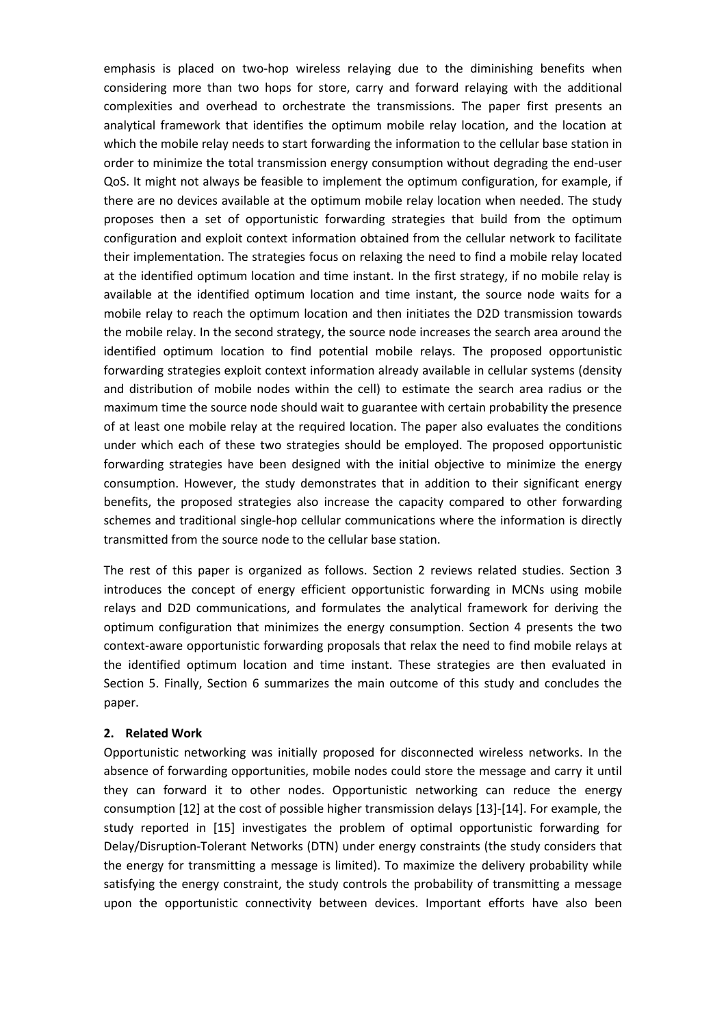emphasis is placed on two-hop wireless relaying due to the diminishing benefits when considering more than two hops for store, carry and forward relaying with the additional complexities and overhead to orchestrate the transmissions. The paper first presents an analytical framework that identifies the optimum mobile relay location, and the location at which the mobile relay needs to start forwarding the information to the cellular base station in order to minimize the total transmission energy consumption without degrading the end-user QoS. It might not always be feasible to implement the optimum configuration, for example, if there are no devices available at the optimum mobile relay location when needed. The study proposes then a set of opportunistic forwarding strategies that build from the optimum configuration and exploit context information obtained from the cellular network to facilitate their implementation. The strategies focus on relaxing the need to find a mobile relay located at the identified optimum location and time instant. In the first strategy, if no mobile relay is available at the identified optimum location and time instant, the source node waits for a mobile relay to reach the optimum location and then initiates the D2D transmission towards the mobile relay. In the second strategy, the source node increases the search area around the identified optimum location to find potential mobile relays. The proposed opportunistic forwarding strategies exploit context information already available in cellular systems (density and distribution of mobile nodes within the cell) to estimate the search area radius or the maximum time the source node should wait to guarantee with certain probability the presence of at least one mobile relay at the required location. The paper also evaluates the conditions under which each of these two strategies should be employed. The proposed opportunistic forwarding strategies have been designed with the initial objective to minimize the energy consumption. However, the study demonstrates that in addition to their significant energy benefits, the proposed strategies also increase the capacity compared to other forwarding schemes and traditional single-hop cellular communications where the information is directly transmitted from the source node to the cellular base station.

The rest of this paper is organized as follows. Section 2 reviews related studies. Section 3 introduces the concept of energy efficient opportunistic forwarding in MCNs using mobile relays and D2D communications, and formulates the analytical framework for deriving the optimum configuration that minimizes the energy consumption. Section 4 presents the two context-aware opportunistic forwarding proposals that relax the need to find mobile relays at the identified optimum location and time instant. These strategies are then evaluated in Section 5. Finally, Section 6 summarizes the main outcome of this study and concludes the paper.

## 2. Related Work

Opportunistic networking was initially proposed for disconnected wireless networks. In the absence of forwarding opportunities, mobile nodes could store the message and carry it until they can forward it to other nodes. Opportunistic networking can reduce the energy consumption [12] at the cost of possible higher transmission delays [13]-[14]. For example, the study reported in [15] investigates the problem of optimal opportunistic forwarding for Delay/Disruption-Tolerant Networks (DTN) under energy constraints (the study considers that the energy for transmitting a message is limited). To maximize the delivery probability while satisfying the energy constraint, the study controls the probability of transmitting a message upon the opportunistic connectivity between devices. Important efforts have also been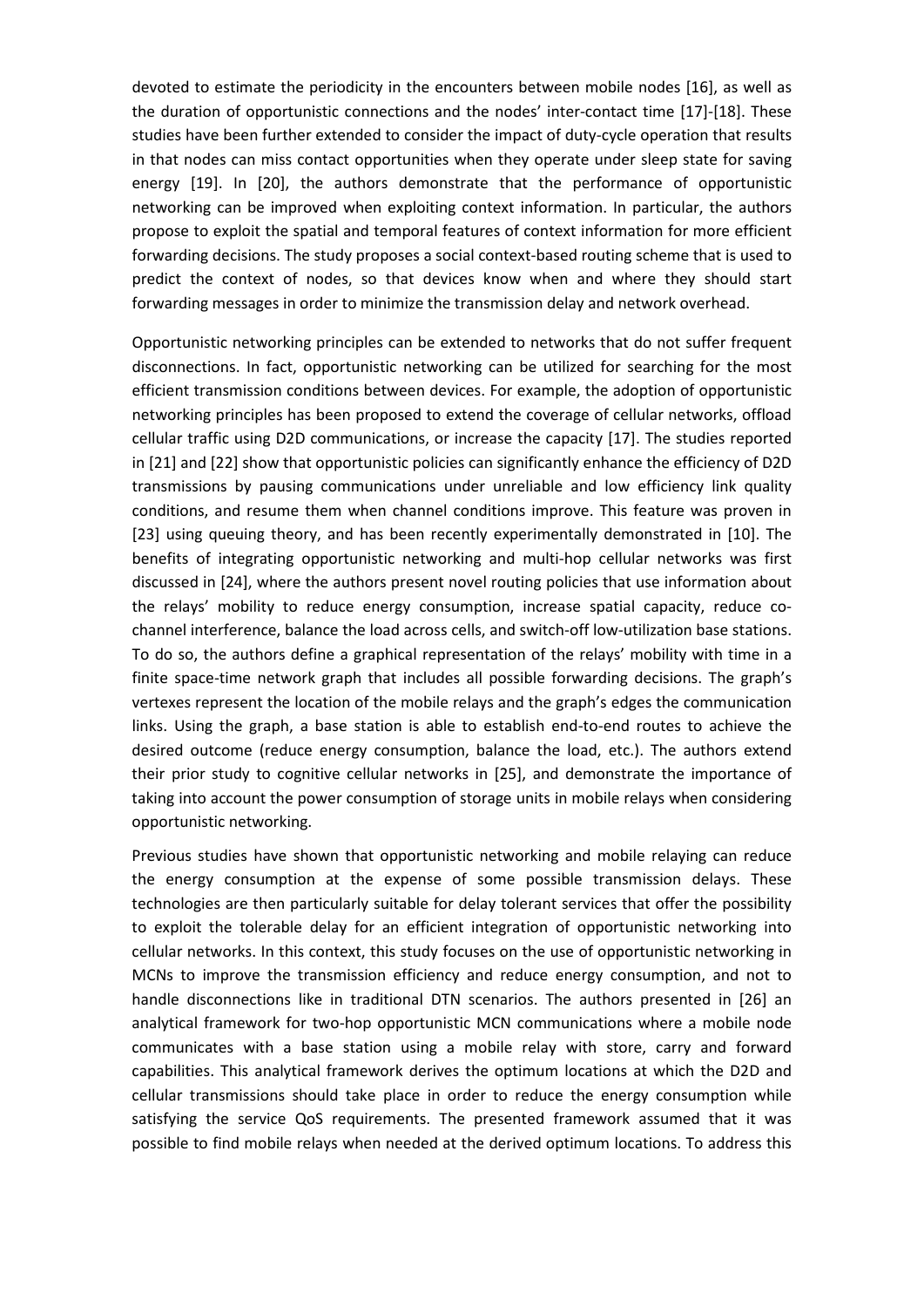devoted to estimate the periodicity in the encounters between mobile nodes [16], as well as the duration of opportunistic connections and the nodes' inter-contact time [17]-[18]. These studies have been further extended to consider the impact of duty-cycle operation that results in that nodes can miss contact opportunities when they operate under sleep state for saving energy [19]. In [20], the authors demonstrate that the performance of opportunistic networking can be improved when exploiting context information. In particular, the authors propose to exploit the spatial and temporal features of context information for more efficient forwarding decisions. The study proposes a social context-based routing scheme that is used to predict the context of nodes, so that devices know when and where they should start forwarding messages in order to minimize the transmission delay and network overhead.

Opportunistic networking principles can be extended to networks that do not suffer frequent disconnections. In fact, opportunistic networking can be utilized for searching for the most efficient transmission conditions between devices. For example, the adoption of opportunistic networking principles has been proposed to extend the coverage of cellular networks, offload cellular traffic using D2D communications, or increase the capacity [17]. The studies reported in [21] and [22] show that opportunistic policies can significantly enhance the efficiency of D2D transmissions by pausing communications under unreliable and low efficiency link quality conditions, and resume them when channel conditions improve. This feature was proven in [23] using queuing theory, and has been recently experimentally demonstrated in [10]. The benefits of integrating opportunistic networking and multi-hop cellular networks was first discussed in [24], where the authors present novel routing policies that use information about the relays' mobility to reduce energy consumption, increase spatial capacity, reduce co-channel interference, balance the load across cells, and switch-off low-utilization base stations. To do so, the authors define a graphical representation of the relays' mobility with time in a finite space-time network graph that includes all possible forwarding decisions. The graph's vertexes represent the location of the mobile relays and the graph's edges the communication links. Using the graph, a base station is able to establish end-to-end routes to achieve the desired outcome (reduce energy consumption, balance the load, etc.). The authors extend their prior study to cognitive cellular networks in [25], and demonstrate the importance of taking into account the power consumption of storage units in mobile relays when considering opportunistic networking.

Previous studies have shown that opportunistic networking and mobile relaying can reduce the energy consumption at the expense of some possible transmission delays. These technologies are then particularly suitable for delay tolerant services that offer the possibility to exploit the tolerable delay for an efficient integration of opportunistic networking into cellular networks. In this context, this study focuses on the use of opportunistic networking in MCNs to improve the transmission efficiency and reduce energy consumption, and not to handle disconnections like in traditional DTN scenarios. The authors presented in [26] an analytical framework for two-hop opportunistic MCN communications where a mobile node communicates with a base station using a mobile relay with store, carry and forward capabilities. This analytical framework derives the optimum locations at which the D2D and cellular transmissions should take place in order to reduce the energy consumption while satisfying the service QoS requirements. The presented framework assumed that it was possible to find mobile relays when needed at the derived optimum locations. To address this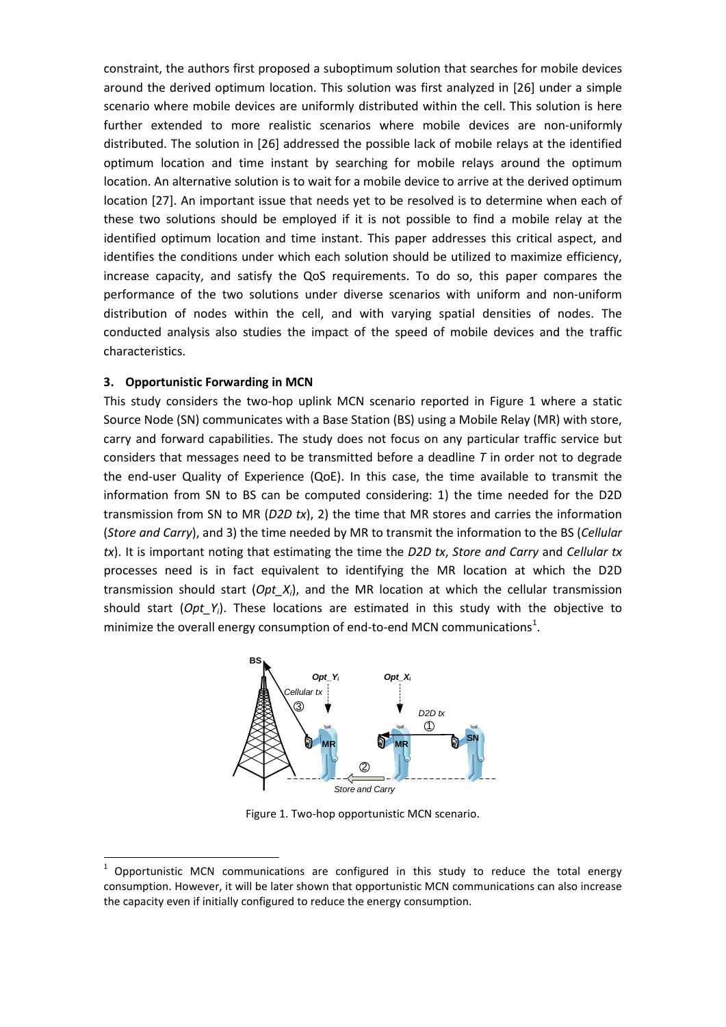constraint, the authors first proposed a suboptimum solution that searches for mobile devices around the derived optimum location. This solution was first analyzed in [26] under a simple scenario where mobile devices are uniformly distributed within the cell. This solution is here further extended to more realistic scenarios where mobile devices are non-uniformly distributed. The solution in [26] addressed the possible lack of mobile relays at the identified optimum location and time instant by searching for mobile relays around the optimum location. An alternative solution is to wait for a mobile device to arrive at the derived optimum location [27]. An important issue that needs yet to be resolved is to determine when each of these two solutions should be employed if it is not possible to find a mobile relay at the identified optimum location and time instant. This paper addresses this critical aspect, and identifies the conditions under which each solution should be utilized to maximize efficiency, increase capacity, and satisfy the QoS requirements. To do so, this paper compares the performance of the two solutions under diverse scenarios with uniform and non-uniform distribution of nodes within the cell, and with varying spatial densities of nodes. The conducted analysis also studies the impact of the speed of mobile devices and the traffic characteristics.

## 3. Opportunistic Forwarding in MCN

This study considers the two-hop uplink MCN scenario reported in Figure 1 where a static Source Node (SN) communicates with a Base Station (BS) using a Mobile Relay (MR) with store, carry and forward capabilities. The study does not focus on any particular traffic service but considers that messages need to be transmitted before a deadline *T* in order not to degrade the end-user Quality of Experience (QoE). In this case, the time available to transmit the information from SN to BS can be computed considering: 1) the time needed for the D2D transmission from SN to MR (*D2D tx*), 2) the time that MR stores and carries the information (*Store and Carry*), and 3) the time needed by MR to transmit the information to the BS (*Cellular tx*). It is important noting that estimating the time the *D2D tx*, *Store and Carry* and *Cellular tx* processes need is in fact equivalent to identifying the MR location at which the D2D transmission should start ($Opt\_X_i$), and the MR location at which the cellular transmission should start ($Opt\_Y_i$). These locations are estimated in this study with the objective to minimize the overall energy consumption of end-to-end MCN communications[1].

BS
Opt_Y_i
Opt_X_i
Cellular tx
③
D2D tx
①
MR
MR
SN
②
Store and Carry

Figure 1. Two-hop opportunistic MCN scenario.

[1] Opportunistic MCN communications are configured in this study to reduce the total energy consumption. However, it will be later shown that opportunistic MCN communications can also increase the capacity even if initially configured to reduce the energy consumption.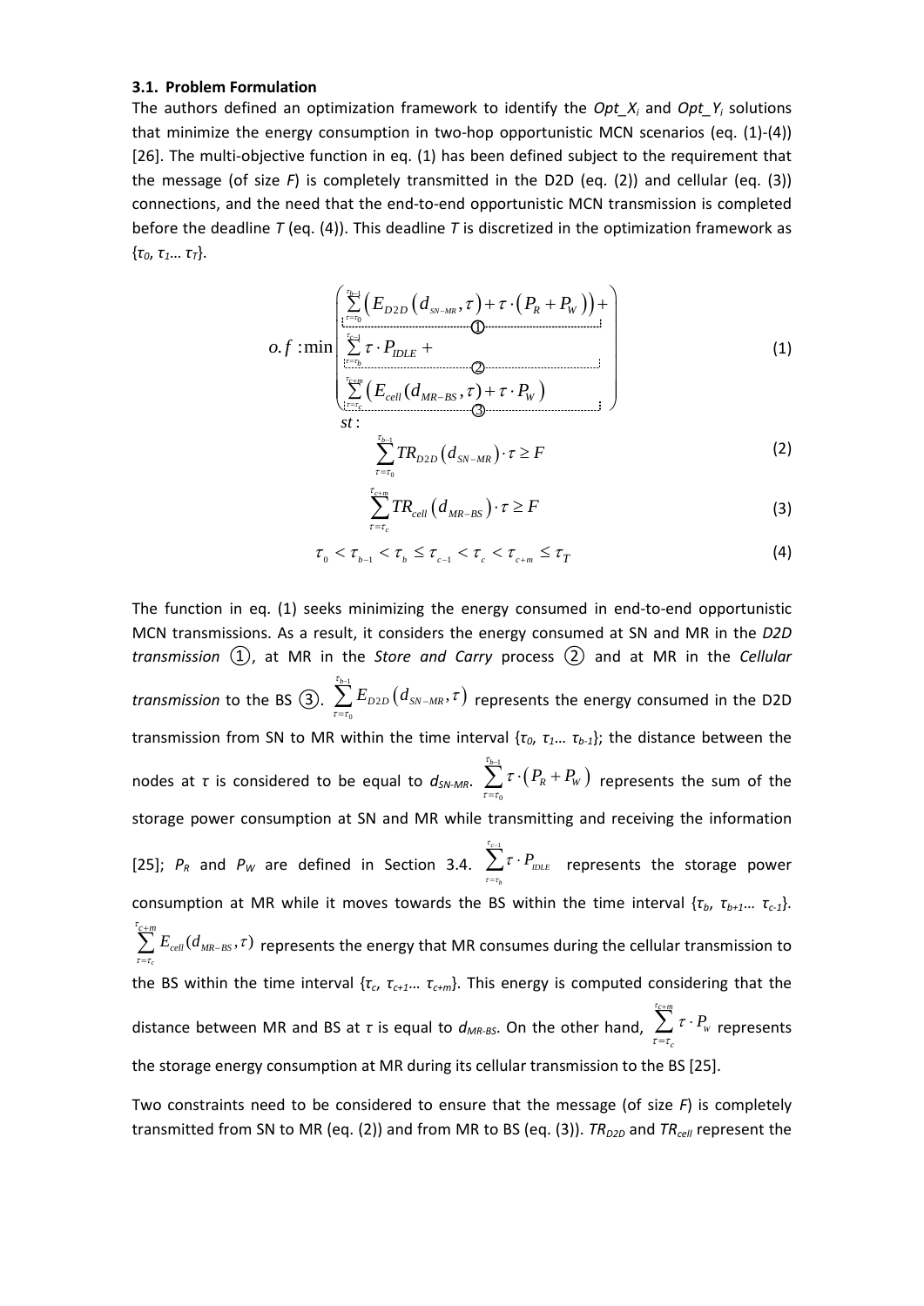### 3.1. Problem Formulation

The authors defined an optimization framework to identify the *Opt_X*$_i$ and *Opt_Y*$_i$ solutions that minimize the energy consumption in two-hop opportunistic MCN scenarios (eq. (1)-(4)) [26]. The multi-objective function in eq. (1) has been defined subject to the requirement that the message (of size *F*) is completely transmitted in the D2D (eq. (2)) and cellular (eq. (3)) connections, and the need that the end-to-end opportunistic MCN transmission is completed before the deadline *T* (eq. (4)). This deadline *T* is discretized in the optimization framework as $\{\tau_0, \tau_1 \ldots \tau_T\}$.

$$o.f: \min \left( \underbrace{\sum_{\tau=\tau_0}^{\tau_{b-1}} \left( E_{D2D}\left(d_{SN-MR}, \tau\right) + \tau \cdot \left(P_R + P_W\right) \right)}_{①} + \underbrace{\sum_{\tau=\tau_b}^{\tau_{c-1}} \tau \cdot P_{IDLE}}_{②} + \underbrace{\sum_{\tau=\tau_c}^{\tau_{c+m}} \left( E_{cell}(d_{MR-BS}, \tau) + \tau \cdot P_W \right)}_{③} \right) \tag{1}$$

$st:$

$$\sum_{\tau=\tau_0}^{\tau_{b-1}} TR_{D2D}\left(d_{SN-MR}\right) \cdot \tau \geq F \tag{2}$$

$$\sum_{\tau=\tau_c}^{\tau_{c+m}} TR_{cell}\left(d_{MR-BS}\right) \cdot \tau \geq F \tag{3}$$

$$\tau_0 < \tau_{b-1} < \tau_b \leq \tau_{c-1} < \tau_c < \tau_{c+m} \leq \tau_T \tag{4}$$

The function in eq. (1) seeks minimizing the energy consumed in end-to-end opportunistic MCN transmissions. As a result, it considers the energy consumed at SN and MR in the *D2D transmission* ①, at MR in the *Store and Carry* process ② and at MR in the *Cellular transmission* to the BS ③. $\sum_{\tau=\tau_0}^{\tau_{b-1}} E_{D2D}\left(d_{SN-MR}, \tau\right)$ represents the energy consumed in the D2D transmission from SN to MR within the time interval $\{\tau_0, \tau_1 \ldots \tau_{b-1}\}$; the distance between the nodes at $\tau$ is considered to be equal to $d_{SN\text{-}MR}$. $\sum_{\tau=\tau_0}^{\tau_{b-1}} \tau \cdot \left(P_R + P_W\right)$ represents the sum of the storage power consumption at SN and MR while transmitting and receiving the information [25]; $P_R$ and $P_W$ are defined in Section 3.4. $\sum_{\tau=\tau_b}^{\tau_{c-1}} \tau \cdot P_{IDLE}$ represents the storage power consumption at MR while it moves towards the BS within the time interval $\{\tau_b, \tau_{b+1} \ldots \tau_{c-1}\}$. $\sum_{\tau=\tau_c}^{\tau_{c+m}} E_{cell}(d_{MR-BS}, \tau)$ represents the energy that MR consumes during the cellular transmission to the BS within the time interval $\{\tau_c, \tau_{c+1} \ldots \tau_{c+m}\}$. This energy is computed considering that the distance between MR and BS at $\tau$ is equal to $d_{MR\text{-}BS}$. On the other hand, $\sum_{\tau=\tau_c}^{\tau_{c+m}} \tau \cdot P_W$ represents the storage energy consumption at MR during its cellular transmission to the BS [25].

Two constraints need to be considered to ensure that the message (of size *F*) is completely transmitted from SN to MR (eq. (2)) and from MR to BS (eq. (3)). $TR_{D2D}$ and $TR_{cell}$ represent the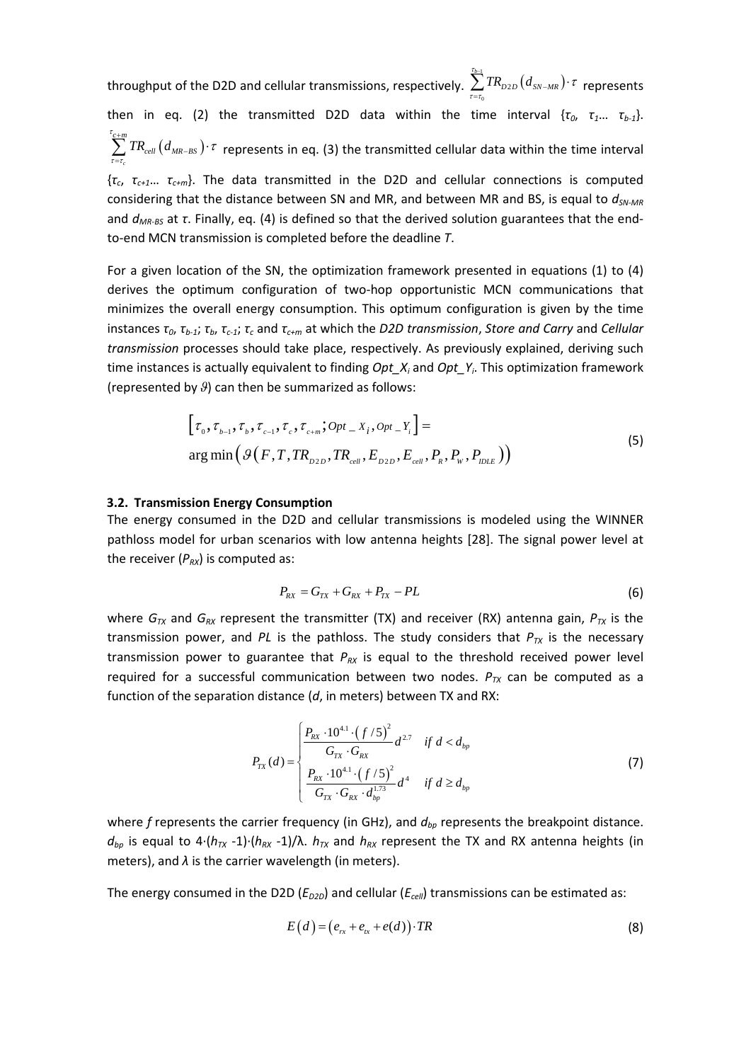throughput of the D2D and cellular transmissions, respectively. $\sum_{\tau=\tau_0}^{\tau_{b-1}} TR_{D2D}\left(d_{SN-MR}\right)\cdot\tau$ represents then in eq. (2) the transmitted D2D data within the time interval {$\tau_0$, $\tau_1$… $\tau_{b-1}$}. $\sum_{\tau=\tau_c}^{\tau_{c+m}} TR_{cell}\left(d_{MR-BS}\right)\cdot\tau$ represents in eq. (3) the transmitted cellular data within the time interval {$\tau_c$, $\tau_{c+1}$… $\tau_{c+m}$}. The data transmitted in the D2D and cellular connections is computed considering that the distance between SN and MR, and between MR and BS, is equal to $d_{SN-MR}$ and $d_{MR-BS}$ at $\tau$. Finally, eq. (4) is defined so that the derived solution guarantees that the end-to-end MCN transmission is completed before the deadline $T$.

For a given location of the SN, the optimization framework presented in equations (1) to (4) derives the optimum configuration of two-hop opportunistic MCN communications that minimizes the overall energy consumption. This optimum configuration is given by the time instances $\tau_0$, $\tau_{b-1}$; $\tau_b$, $\tau_{c-1}$; $\tau_c$ and $\tau_{c+m}$ at which the *D2D transmission*, *Store and Carry* and *Cellular transmission* processes should take place, respectively. As previously explained, deriving such time instances is actually equivalent to finding $Opt\_X_i$ and $Opt\_Y_i$. This optimization framework (represented by $\vartheta$) can then be summarized as follows:

$$\begin{aligned}&\left[\tau_0,\tau_{b-1},\tau_b,\tau_{c-1},\tau_c,\tau_{c+m};Opt\_X_i,Opt\_Y_i\right]=\\&\arg\min\left(\vartheta\left(F,T,TR_{D2D},TR_{cell},E_{D2D},E_{cell},P_R,P_W,P_{IDLE}\right)\right)\end{aligned} \tag{5}$$

### 3.2. Transmission Energy Consumption

The energy consumed in the D2D and cellular transmissions is modeled using the WINNER pathloss model for urban scenarios with low antenna heights [28]. The signal power level at the receiver ($P_{RX}$) is computed as:

$$P_{RX} = G_{TX} + G_{RX} + P_{TX} - PL \tag{6}$$

where $G_{TX}$ and $G_{RX}$ represent the transmitter (TX) and receiver (RX) antenna gain, $P_{TX}$ is the transmission power, and $PL$ is the pathloss. The study considers that $P_{TX}$ is the necessary transmission power to guarantee that $P_{RX}$ is equal to the threshold received power level required for a successful communication between two nodes. $P_{TX}$ can be computed as a function of the separation distance ($d$, in meters) between TX and RX:

$$P_{TX}(d)=\begin{cases}\dfrac{P_{RX}\cdot10^{4.1}\cdot\left(f/5\right)^2}{G_{TX}\cdot G_{RX}}d^{2.7} & if\ d<d_{bp}\\[2ex]\dfrac{P_{RX}\cdot10^{4.1}\cdot\left(f/5\right)^2}{G_{TX}\cdot G_{RX}\cdot d_{bp}^{1.73}}d^{4} & if\ d\geq d_{bp}\end{cases} \tag{7}$$

where $f$ represents the carrier frequency (in GHz), and $d_{bp}$ represents the breakpoint distance. $d_{bp}$ is equal to $4\cdot(h_{TX}-1)\cdot(h_{RX}-1)/\lambda$. $h_{TX}$ and $h_{RX}$ represent the TX and RX antenna heights (in meters), and $\lambda$ is the carrier wavelength (in meters).

The energy consumed in the D2D ($E_{D2D}$) and cellular ($E_{cell}$) transmissions can be estimated as:

$$E\left(d\right)=\left(e_{rx}+e_{tx}+e(d)\right)\cdot TR \tag{8}$$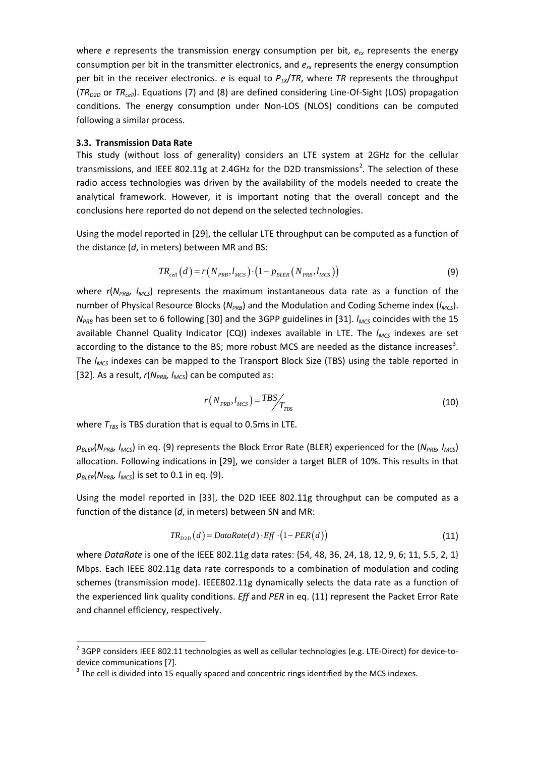where $e$ represents the transmission energy consumption per bit, $e_{tx}$ represents the energy consumption per bit in the transmitter electronics, and $e_{rx}$ represents the energy consumption per bit in the receiver electronics. $e$ is equal to $P_{TX}/TR$, where $TR$ represents the throughput ($TR_{D2D}$ or $TR_{cell}$). Equations (7) and (8) are defined considering Line-Of-Sight (LOS) propagation conditions. The energy consumption under Non-LOS (NLOS) conditions can be computed following a similar process.

### 3.3. Transmission Data Rate

This study (without loss of generality) considers an LTE system at 2GHz for the cellular transmissions, and IEEE 802.11g at 2.4GHz for the D2D transmissions[2]. The selection of these radio access technologies was driven by the availability of the models needed to create the analytical framework. However, it is important noting that the overall concept and the conclusions here reported do not depend on the selected technologies.

Using the model reported in [29], the cellular LTE throughput can be computed as a function of the distance ($d$, in meters) between MR and BS:

$$TR_{cell}(d) = r(N_{PRB}, l_{MCS}) \cdot (1 - p_{BLER}(N_{PRB}, l_{MCS})) \tag{9}$$

where $r(N_{PRB}, l_{MCS})$ represents the maximum instantaneous data rate as a function of the number of Physical Resource Blocks ($N_{PRB}$) and the Modulation and Coding Scheme index ($l_{MCS}$). $N_{PRB}$ has been set to 6 following [30] and the 3GPP guidelines in [31]. $l_{MCS}$ coincides with the 15 available Channel Quality Indicator (CQI) indexes available in LTE. The $l_{MCS}$ indexes are set according to the distance to the BS; more robust MCS are needed as the distance increases[3]. The $l_{MCS}$ indexes can be mapped to the Transport Block Size (TBS) using the table reported in [32]. As a result, $r(N_{PRB}, l_{MCS})$ can be computed as:

$$r(N_{PRB}, l_{MCS}) = TBS / T_{TBS} \tag{10}$$

where $T_{TBS}$ is TBS duration that is equal to 0.5ms in LTE.

$p_{BLER}(N_{PRB}, l_{MCS})$ in eq. (9) represents the Block Error Rate (BLER) experienced for the ($N_{PRB}$, $l_{MCS}$) allocation. Following indications in [29], we consider a target BLER of 10%. This results in that $p_{BLER}(N_{PRB}, l_{MCS})$ is set to 0.1 in eq. (9).

Using the model reported in [33], the D2D IEEE 802.11g throughput can be computed as a function of the distance ($d$, in meters) between SN and MR:

$$TR_{D2D}(d) = DataRate(d) \cdot Eff \cdot (1 - PER(d)) \tag{11}$$

where *DataRate* is one of the IEEE 802.11g data rates: {54, 48, 36, 24, 18, 12, 9, 6; 11, 5.5, 2, 1} Mbps. Each IEEE 802.11g data rate corresponds to a combination of modulation and coding schemes (transmission mode). IEEE802.11g dynamically selects the data rate as a function of the experienced link quality conditions. *Eff* and *PER* in eq. (11) represent the Packet Error Rate and channel efficiency, respectively.

---

[2] 3GPP considers IEEE 802.11 technologies as well as cellular technologies (e.g. LTE-Direct) for device-to-device communications [7].

[3] The cell is divided into 15 equally spaced and concentric rings identified by the MCS indexes.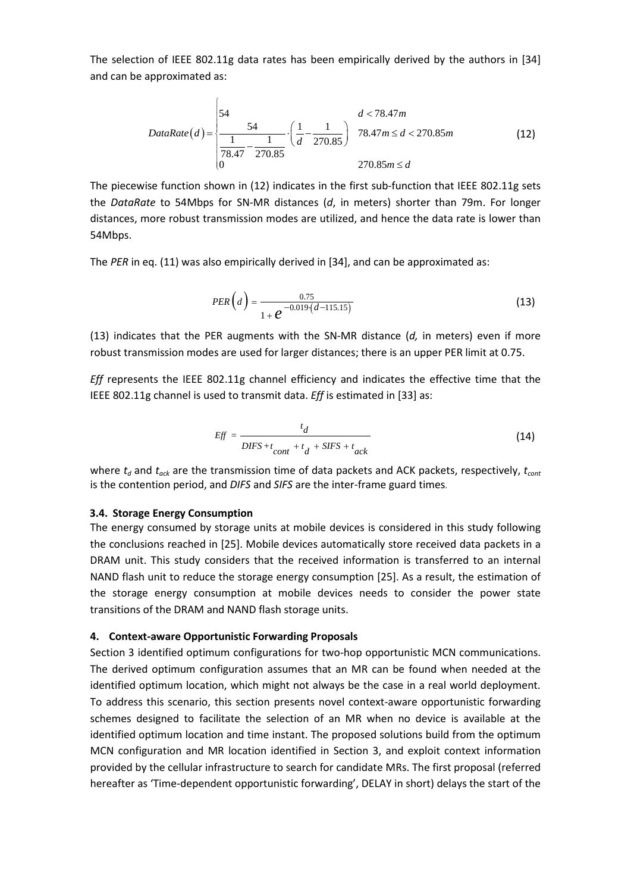The selection of IEEE 802.11g data rates has been empirically derived by the authors in [34] and can be approximated as:

$$DataRate(d) = \begin{cases} 54 & d < 78.47m \\ \dfrac{54}{\dfrac{1}{78.47} - \dfrac{1}{270.85}} \cdot \left( \dfrac{1}{d} - \dfrac{1}{270.85} \right) & 78.47m \le d < 270.85m \\ 0 & 270.85m \le d \end{cases} \tag{12}$$

The piecewise function shown in (12) indicates in the first sub-function that IEEE 802.11g sets the *DataRate* to 54Mbps for SN-MR distances (*d*, in meters) shorter than 79m. For longer distances, more robust transmission modes are utilized, and hence the data rate is lower than 54Mbps.

The *PER* in eq. (11) was also empirically derived in [34], and can be approximated as:

$$PER(d) = \frac{0.75}{1 + e^{-0.019 \cdot (d - 115.15)}} \tag{13}$$

(13) indicates that the PER augments with the SN-MR distance (*d,* in meters) even if more robust transmission modes are used for larger distances; there is an upper PER limit at 0.75.

*Eff* represents the IEEE 802.11g channel efficiency and indicates the effective time that the IEEE 802.11g channel is used to transmit data. *Eff* is estimated in [33] as:

$$Eff = \frac{t_d}{DIFS + t_{cont} + t_d + SIFS + t_{ack}} \tag{14}$$

where $t_d$ and $t_{ack}$ are the transmission time of data packets and ACK packets, respectively, $t_{cont}$ is the contention period, and *DIFS* and *SIFS* are the inter-frame guard times.

### 3.4. Storage Energy Consumption

The energy consumed by storage units at mobile devices is considered in this study following the conclusions reached in [25]. Mobile devices automatically store received data packets in a DRAM unit. This study considers that the received information is transferred to an internal NAND flash unit to reduce the storage energy consumption [25]. As a result, the estimation of the storage energy consumption at mobile devices needs to consider the power state transitions of the DRAM and NAND flash storage units.

## 4. Context-aware Opportunistic Forwarding Proposals

Section 3 identified optimum configurations for two-hop opportunistic MCN communications. The derived optimum configuration assumes that an MR can be found when needed at the identified optimum location, which might not always be the case in a real world deployment. To address this scenario, this section presents novel context-aware opportunistic forwarding schemes designed to facilitate the selection of an MR when no device is available at the identified optimum location and time instant. The proposed solutions build from the optimum MCN configuration and MR location identified in Section 3, and exploit context information provided by the cellular infrastructure to search for candidate MRs. The first proposal (referred hereafter as 'Time-dependent opportunistic forwarding', DELAY in short) delays the start of the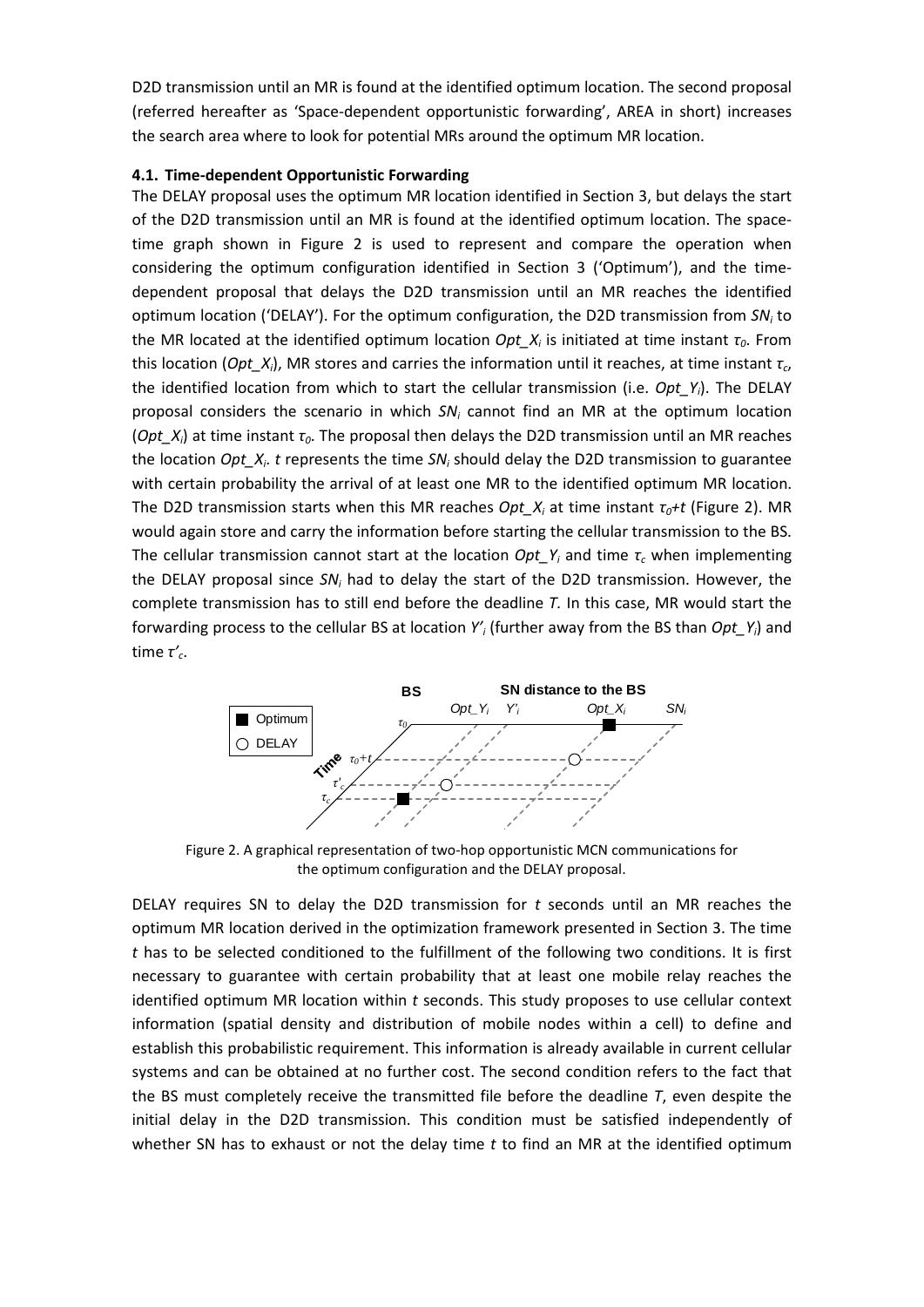D2D transmission until an MR is found at the identified optimum location. The second proposal (referred hereafter as 'Space-dependent opportunistic forwarding', AREA in short) increases the search area where to look for potential MRs around the optimum MR location.

#### 4.1. Time-dependent Opportunistic Forwarding

The DELAY proposal uses the optimum MR location identified in Section 3, but delays the start of the D2D transmission until an MR is found at the identified optimum location. The space-time graph shown in Figure 2 is used to represent and compare the operation when considering the optimum configuration identified in Section 3 ('Optimum'), and the time-dependent proposal that delays the D2D transmission until an MR reaches the identified optimum location ('DELAY'). For the optimum configuration, the D2D transmission from $SN_i$ to the MR located at the identified optimum location $Opt\_X_i$ is initiated at time instant $\tau_0$. From this location ($Opt\_X_i$), MR stores and carries the information until it reaches, at time instant $\tau_c$, the identified location from which to start the cellular transmission (i.e. $Opt\_Y_i$). The DELAY proposal considers the scenario in which $SN_i$ cannot find an MR at the optimum location ($Opt\_X_i$) at time instant $\tau_0$. The proposal then delays the D2D transmission until an MR reaches the location $Opt\_X_i$. $t$ represents the time $SN_i$ should delay the D2D transmission to guarantee with certain probability the arrival of at least one MR to the identified optimum MR location. The D2D transmission starts when this MR reaches $Opt\_X_i$ at time instant $\tau_0+t$ (Figure 2). MR would again store and carry the information before starting the cellular transmission to the BS. The cellular transmission cannot start at the location $Opt\_Y_i$ and time $\tau_c$ when implementing the DELAY proposal since $SN_i$ had to delay the start of the D2D transmission. However, the complete transmission has to still end before the deadline $T$. In this case, MR would start the forwarding process to the cellular BS at location $Y'_i$ (further away from the BS than $Opt\_Y_i$) and time $\tau'_c$.

BS
SN distance to the BS
$Opt\_Y_i$ $Y'_i$ $Opt\_X_i$ $SN_i$
Optimum
DELAY
Time
$\tau_0$
$\tau_0+t$
$\tau'_c$
$\tau_c$

Figure 2. A graphical representation of two-hop opportunistic MCN communications for the optimum configuration and the DELAY proposal.

DELAY requires SN to delay the D2D transmission for $t$ seconds until an MR reaches the optimum MR location derived in the optimization framework presented in Section 3. The time $t$ has to be selected conditioned to the fulfillment of the following two conditions. It is first necessary to guarantee with certain probability that at least one mobile relay reaches the identified optimum MR location within $t$ seconds. This study proposes to use cellular context information (spatial density and distribution of mobile nodes within a cell) to define and establish this probabilistic requirement. This information is already available in current cellular systems and can be obtained at no further cost. The second condition refers to the fact that the BS must completely receive the transmitted file before the deadline $T$, even despite the initial delay in the D2D transmission. This condition must be satisfied independently of whether SN has to exhaust or not the delay time $t$ to find an MR at the identified optimum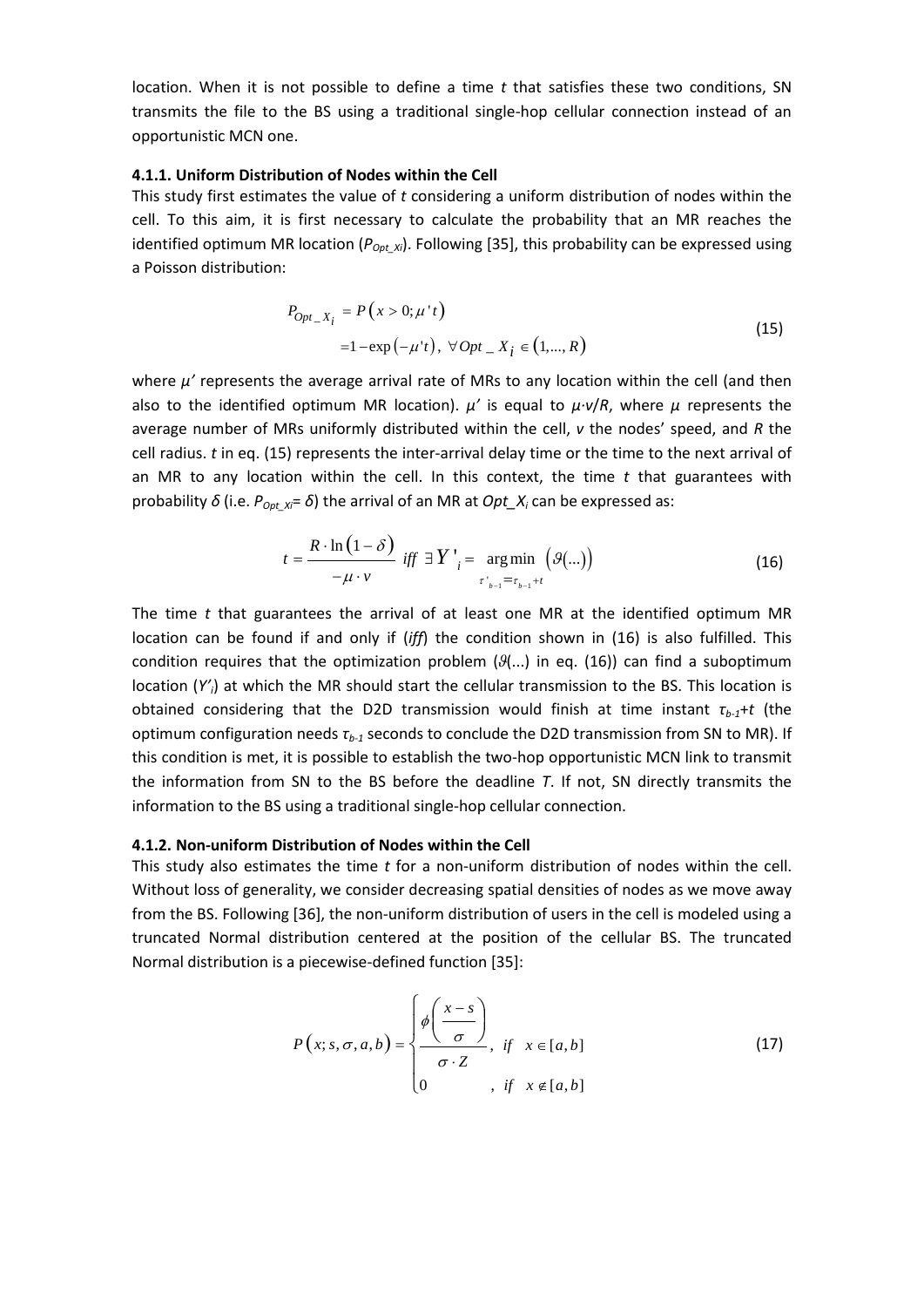location. When it is not possible to define a time $t$ that satisfies these two conditions, SN transmits the file to the BS using a traditional single-hop cellular connection instead of an opportunistic MCN one.

### 4.1.1. Uniform Distribution of Nodes within the Cell

This study first estimates the value of $t$ considering a uniform distribution of nodes within the cell. To this aim, it is first necessary to calculate the probability that an MR reaches the identified optimum MR location ($P_{Opt\_Xi}$). Following [35], this probability can be expressed using a Poisson distribution:

$$
\begin{aligned}
P_{Opt\_X_i} &= P\left(x > 0; \mu' t\right) \\
&= 1 - \exp\left(-\mu' t\right), \; \forall Opt\_X_i \in \left(1, ..., R\right)
\end{aligned}
\tag{15}
$$

where $\mu'$ represents the average arrival rate of MRs to any location within the cell (and then also to the identified optimum MR location). $\mu'$ is equal to $\mu \cdot v/R$, where $\mu$ represents the average number of MRs uniformly distributed within the cell, $v$ the nodes' speed, and $R$ the cell radius. $t$ in eq. (15) represents the inter-arrival delay time or the time to the next arrival of an MR to any location within the cell. In this context, the time $t$ that guarantees with probability $\delta$ (i.e. $P_{Opt\_Xi} = \delta$) the arrival of an MR at $Opt\_X_i$ can be expressed as:

$$
t = \frac{R \cdot \ln\left(1 - \delta\right)}{-\mu \cdot v} \;\; iff \;\; \exists Y'_i = \underset{\tau'_{b-1} = \tau_{b-1} + t}{\arg\min} \left(\vartheta(...)\right)
\tag{16}
$$

The time $t$ that guarantees the arrival of at least one MR at the identified optimum MR location can be found if and only if (*iff*) the condition shown in (16) is also fulfilled. This condition requires that the optimization problem ($\vartheta(...)$ in eq. (16)) can find a suboptimum location ($Y'_i$) at which the MR should start the cellular transmission to the BS. This location is obtained considering that the D2D transmission would finish at time instant $\tau_{b-1}+t$ (the optimum configuration needs $\tau_{b-1}$ seconds to conclude the D2D transmission from SN to MR). If this condition is met, it is possible to establish the two-hop opportunistic MCN link to transmit the information from SN to the BS before the deadline $T$. If not, SN directly transmits the information to the BS using a traditional single-hop cellular connection.

### 4.1.2. Non-uniform Distribution of Nodes within the Cell

This study also estimates the time $t$ for a non-uniform distribution of nodes within the cell. Without loss of generality, we consider decreasing spatial densities of nodes as we move away from the BS. Following [36], the non-uniform distribution of users in the cell is modeled using a truncated Normal distribution centered at the position of the cellular BS. The truncated Normal distribution is a piecewise-defined function [35]:

$$
P\left(x; s, \sigma, a, b\right) = \begin{cases} \dfrac{\phi\left(\dfrac{x - s}{\sigma}\right)}{\sigma \cdot Z}, & if \;\; x \in [a, b] \\ 0 & , \; if \;\; x \notin [a, b] \end{cases}
\tag{17}
$$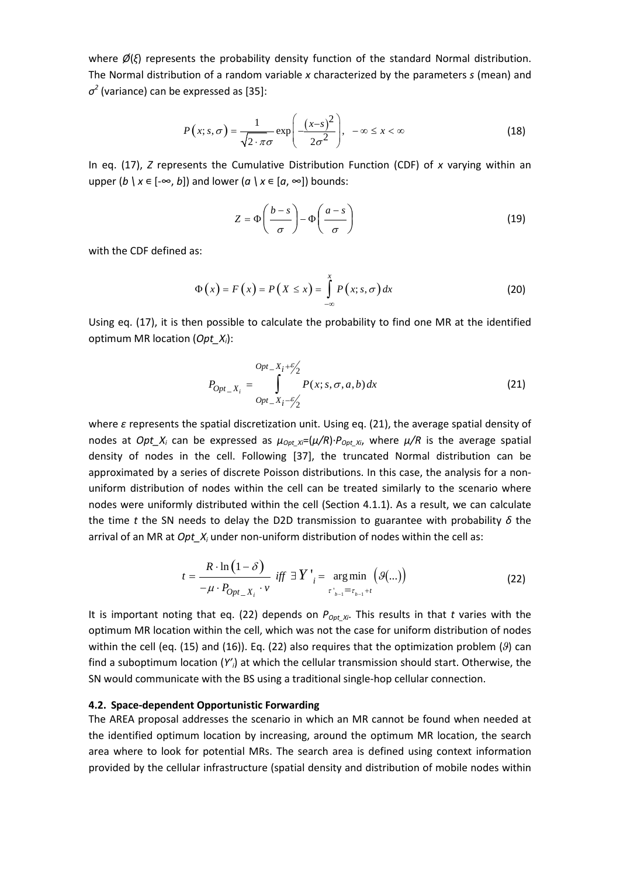where $\emptyset(\xi)$ represents the probability density function of the standard Normal distribution. The Normal distribution of a random variable $x$ characterized by the parameters $s$ (mean) and $\sigma^2$ (variance) can be expressed as [35]:

$$P(x;s,\sigma) = \frac{1}{\sqrt{2\cdot\pi\sigma}} \exp\left(-\frac{(x-s)^2}{2\sigma^2}\right), \quad -\infty \le x < \infty \tag{18}$$

In eq. (17), $Z$ represents the Cumulative Distribution Function (CDF) of $x$ varying within an upper ($b \setminus x \in [-\infty, b]$) and lower ($a \setminus x \in [a, \infty]$) bounds:

$$Z = \Phi\left(\frac{b-s}{\sigma}\right) - \Phi\left(\frac{a-s}{\sigma}\right) \tag{19}$$

with the CDF defined as:

$$\Phi(x) = F(x) = P(X \le x) = \int_{-\infty}^{x} P(x;s,\sigma)\,dx \tag{20}$$

Using eq. (17), it is then possible to calculate the probability to find one MR at the identified optimum MR location (*Opt_X$_i$*):

$$P_{Opt\_X_i} = \int_{Opt\_X_i-\varepsilon/2}^{Opt\_X_i+\varepsilon/2} P(x;s,\sigma,a,b)\,dx \tag{21}$$

where $\varepsilon$ represents the spatial discretization unit. Using eq. (21), the average spatial density of nodes at *Opt_X$_i$* can be expressed as $\mu_{Opt\_Xi}=(\mu/R)\cdot P_{Opt\_Xi}$, where $\mu/R$ is the average spatial density of nodes in the cell. Following [37], the truncated Normal distribution can be approximated by a series of discrete Poisson distributions. In this case, the analysis for a non-uniform distribution of nodes within the cell can be treated similarly to the scenario where nodes were uniformly distributed within the cell (Section 4.1.1). As a result, we can calculate the time $t$ the SN needs to delay the D2D transmission to guarantee with probability $\delta$ the arrival of an MR at *Opt_X$_i$* under non-uniform distribution of nodes within the cell as:

$$t = \frac{R\cdot\ln(1-\delta)}{-\mu\cdot P_{Opt\_X_i}\cdot v} \;\; iff \;\; \exists\, Y'_i = \underset{\tau'_{b-1}=\tau_{b-1}+t}{\arg\min} \left(\vartheta(\ldots)\right) \tag{22}$$

It is important noting that eq. (22) depends on $P_{Opt\_Xi}$. This results in that $t$ varies with the optimum MR location within the cell, which was not the case for uniform distribution of nodes within the cell (eq. (15) and (16)). Eq. (22) also requires that the optimization problem ($\vartheta$) can find a suboptimum location ($Y'_i$) at which the cellular transmission should start. Otherwise, the SN would communicate with the BS using a traditional single-hop cellular connection.

### 4.2. Space-dependent Opportunistic Forwarding

The AREA proposal addresses the scenario in which an MR cannot be found when needed at the identified optimum location by increasing, around the optimum MR location, the search area where to look for potential MRs. The search area is defined using context information provided by the cellular infrastructure (spatial density and distribution of mobile nodes within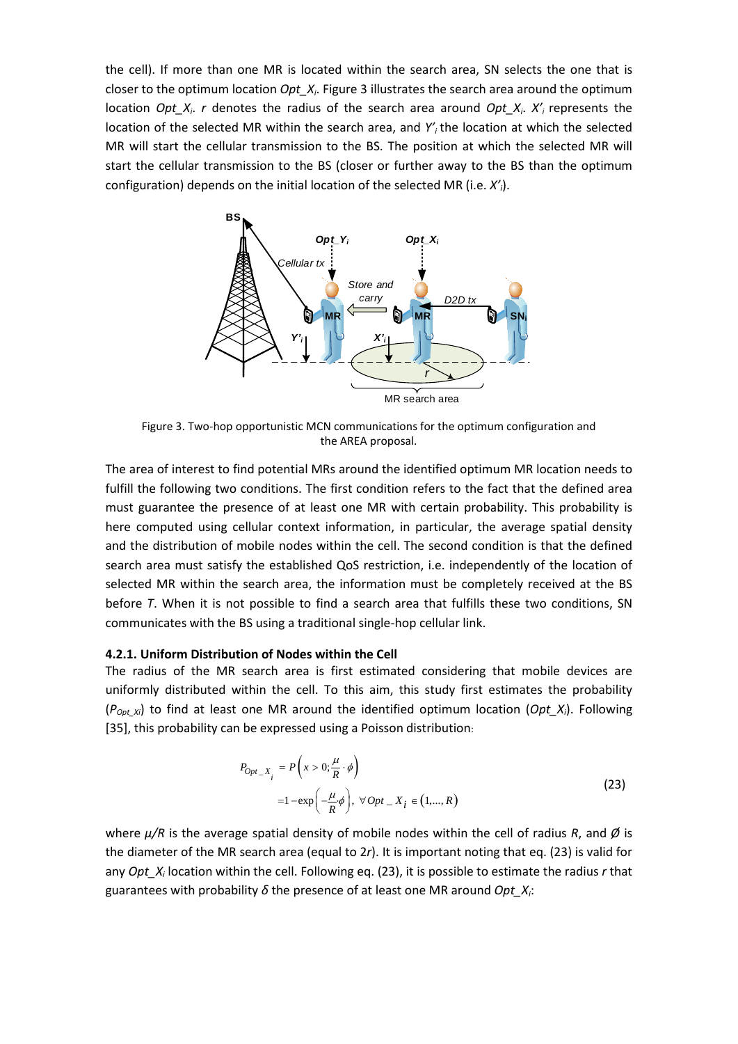the cell). If more than one MR is located within the search area, SN selects the one that is closer to the optimum location $Opt\_X_i$. Figure 3 illustrates the search area around the optimum location $Opt\_X_i$. $r$ denotes the radius of the search area around $Opt\_X_i$. $X'_i$ represents the location of the selected MR within the search area, and $Y'_i$ the location at which the selected MR will start the cellular transmission to the BS. The position at which the selected MR will start the cellular transmission to the BS (closer or further away to the BS than the optimum configuration) depends on the initial location of the selected MR (i.e. $X'_i$).

BS
Opt_Y_i
Opt_X_i
Cellular tx
Store and carry
D2D tx
MR
MR
SN_i
Y'_i
X'_i
r
MR search area

Figure 3. Two-hop opportunistic MCN communications for the optimum configuration and the AREA proposal.

The area of interest to find potential MRs around the identified optimum MR location needs to fulfill the following two conditions. The first condition refers to the fact that the defined area must guarantee the presence of at least one MR with certain probability. This probability is here computed using cellular context information, in particular, the average spatial density and the distribution of mobile nodes within the cell. The second condition is that the defined search area must satisfy the established QoS restriction, i.e. independently of the location of selected MR within the search area, the information must be completely received at the BS before $T$. When it is not possible to find a search area that fulfills these two conditions, SN communicates with the BS using a traditional single-hop cellular link.

#### 4.2.1. Uniform Distribution of Nodes within the Cell

The radius of the MR search area is first estimated considering that mobile devices are uniformly distributed within the cell. To this aim, this study first estimates the probability ($P_{Opt\_Xi}$) to find at least one MR around the identified optimum location ($Opt\_X_i$). Following [35], this probability can be expressed using a Poisson distribution:

$$\begin{aligned} P_{Opt\_X_i} &= P\left(x > 0; \frac{\mu}{R} \cdot \phi\right) \\ &= 1 - \exp\left(-\frac{\mu}{R}\phi\right), \ \forall Opt\_X_i \in (1, \ldots, R) \end{aligned} \tag{23}$$

where $\mu/R$ is the average spatial density of mobile nodes within the cell of radius $R$, and $\emptyset$ is the diameter of the MR search area (equal to $2r$). It is important noting that eq. (23) is valid for any $Opt\_X_i$ location within the cell. Following eq. (23), it is possible to estimate the radius $r$ that guarantees with probability $\delta$ the presence of at least one MR around $Opt\_X_i$: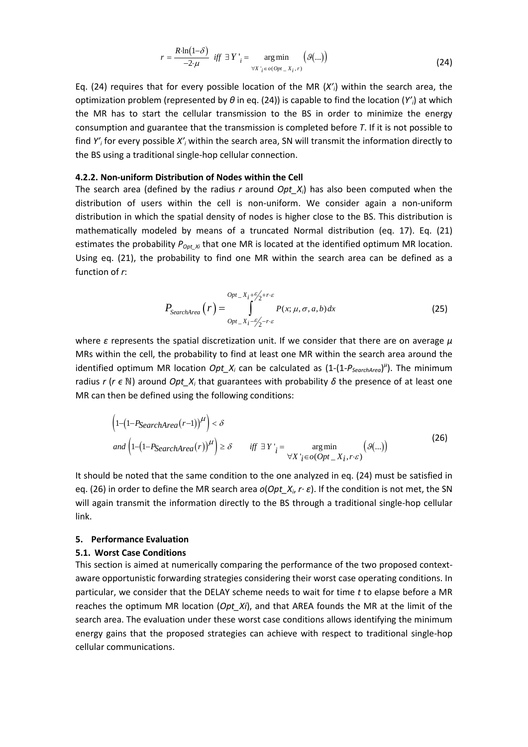$$r = \frac{R \cdot \ln(1-\delta)}{-2 \cdot \mu} \quad \textit{iff} \;\; \exists\, Y'_i = \underset{\forall X'_i \in o(Opt\_X_i, r)}{\arg\min} \left(\vartheta(\ldots)\right) \tag{24}$$

Eq. (24) requires that for every possible location of the MR ($X'_i$) within the search area, the optimization problem (represented by $\theta$ in eq. (24)) is capable to find the location ($Y'_i$) at which the MR has to start the cellular transmission to the BS in order to minimize the energy consumption and guarantee that the transmission is completed before $T$. If it is not possible to find $Y'_i$ for every possible $X'_i$ within the search area, SN will transmit the information directly to the BS using a traditional single-hop cellular connection.

### 4.2.2. Non-uniform Distribution of Nodes within the Cell

The search area (defined by the radius $r$ around $Opt\_X_i$) has also been computed when the distribution of users within the cell is non-uniform. We consider again a non-uniform distribution in which the spatial density of nodes is higher close to the BS. This distribution is mathematically modeled by means of a truncated Normal distribution (eq. 17). Eq. (21) estimates the probability $P_{Opt\_Xi}$ that one MR is located at the identified optimum MR location. Using eq. (21), the probability to find one MR within the search area can be defined as a function of $r$:

$$P_{SearchArea}(r) = \int_{Opt\_X_i - \varepsilon/2 - r\cdot\varepsilon}^{Opt\_X_i + \varepsilon/2 + r\cdot\varepsilon} P(x;\mu,\sigma,a,b)\,dx \tag{25}$$

where $\varepsilon$ represents the spatial discretization unit. If we consider that there are on average $\mu$ MRs within the cell, the probability to find at least one MR within the search area around the identified optimum MR location $Opt\_X_i$ can be calculated as $(1-(1-P_{SearchArea})^{\mu})$. The minimum radius $r$ ($r \in \mathbb{N}$) around $Opt\_X_i$ that guarantees with probability $\delta$ the presence of at least one MR can then be defined using the following conditions:

$$\begin{aligned} &\left(1-\left(1-P_{SearchArea}(r-1)\right)^{\mu}\right) < \delta \\ &\textit{and } \left(1-\left(1-P_{SearchArea}(r)\right)^{\mu}\right) \geq \delta \qquad \textit{iff} \;\; \exists\, Y'_i = \underset{\forall X'_i \in o(Opt\_X_i, r\cdot\varepsilon)}{\arg\min} \left(\vartheta(\ldots)\right) \end{aligned} \tag{26}$$

It should be noted that the same condition to the one analyzed in eq. (24) must be satisfied in eq. (26) in order to define the MR search area $o(Opt\_X_i, r\cdot\varepsilon)$. If the condition is not met, the SN will again transmit the information directly to the BS through a traditional single-hop cellular link.

## 5. Performance Evaluation

### 5.1. Worst Case Conditions

This section is aimed at numerically comparing the performance of the two proposed context-aware opportunistic forwarding strategies considering their worst case operating conditions. In particular, we consider that the DELAY scheme needs to wait for time $t$ to elapse before a MR reaches the optimum MR location ($Opt\_Xi$), and that AREA founds the MR at the limit of the search area. The evaluation under these worst case conditions allows identifying the minimum energy gains that the proposed strategies can achieve with respect to traditional single-hop cellular communications.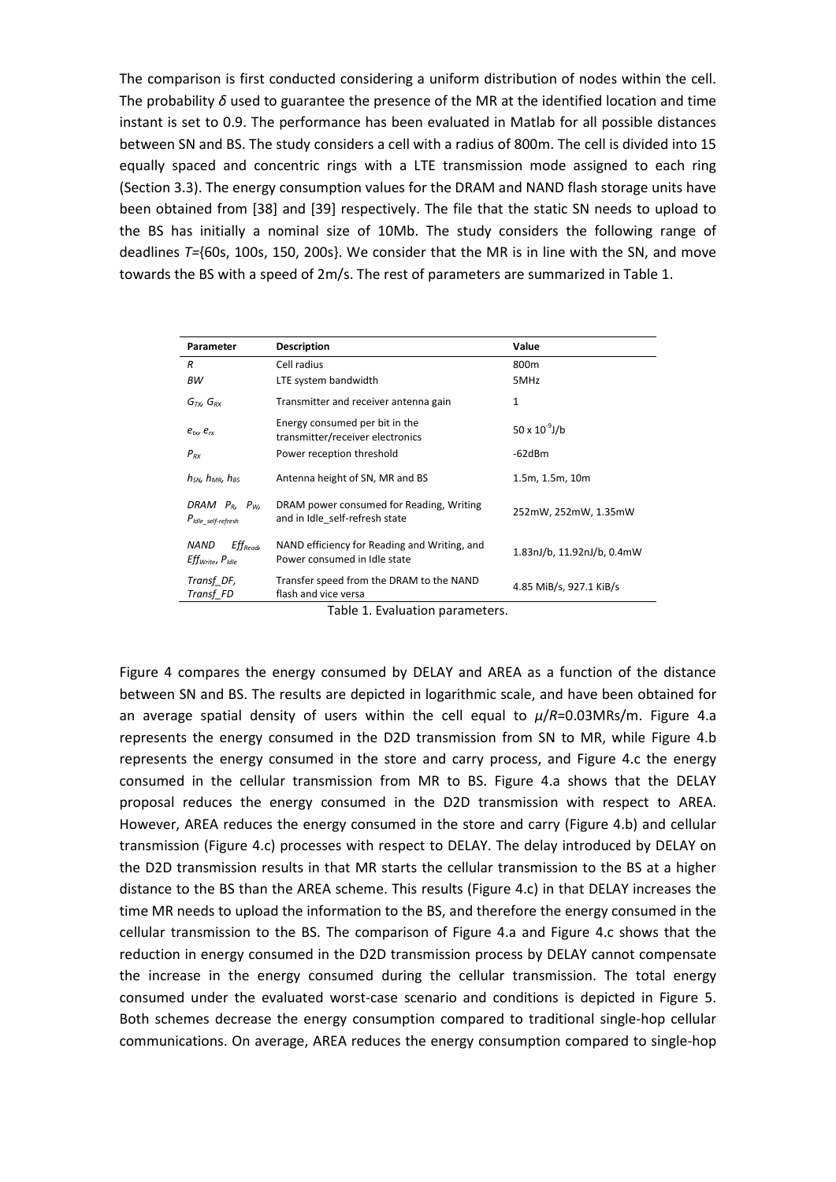The comparison is first conducted considering a uniform distribution of nodes within the cell. The probability $\delta$ used to guarantee the presence of the MR at the identified location and time instant is set to 0.9. The performance has been evaluated in Matlab for all possible distances between SN and BS. The study considers a cell with a radius of 800m. The cell is divided into 15 equally spaced and concentric rings with a LTE transmission mode assigned to each ring (Section 3.3). The energy consumption values for the DRAM and NAND flash storage units have been obtained from [38] and [39] respectively. The file that the static SN needs to upload to the BS has initially a nominal size of 10Mb. The study considers the following range of deadlines *T*={60s, 100s, 150, 200s}. We consider that the MR is in line with the SN, and move towards the BS with a speed of 2m/s. The rest of parameters are summarized in Table 1.

| Parameter | Description | Value |
|---|---|---|
| $R$ | Cell radius | 800m |
| $BW$ | LTE system bandwidth | 5MHz |
| $G_{TX}$, $G_{RX}$ | Transmitter and receiver antenna gain | 1 |
| $e_{tx}$, $e_{rx}$ | Energy consumed per bit in the transmitter/receiver electronics | $50 \times 10^{-9}$J/b |
| $P_{RX}$ | Power reception threshold | -62dBm |
| $h_{SN}$, $h_{MR}$, $h_{BS}$ | Antenna height of SN, MR and BS | 1.5m, 1.5m, 10m |
| DRAM $P_R$, $P_W$, $P_{Idle\_self\text{-}refresh}$ | DRAM power consumed for Reading, Writing and in Idle_self-refresh state | 252mW, 252mW, 1.35mW |
| NAND $Eff_{Read}$, $Eff_{Write}$, $P_{Idle}$ | NAND efficiency for Reading and Writing, and Power consumed in Idle state | 1.83nJ/b, 11.92nJ/b, 0.4mW |
| Transf_DF, Transf_FD | Transfer speed from the DRAM to the NAND flash and vice versa | 4.85 MiB/s, 927.1 KiB/s |

Table 1. Evaluation parameters.

Figure 4 compares the energy consumed by DELAY and AREA as a function of the distance between SN and BS. The results are depicted in logarithmic scale, and have been obtained for an average spatial density of users within the cell equal to $\mu/R$=0.03MRs/m. Figure 4.a represents the energy consumed in the D2D transmission from SN to MR, while Figure 4.b represents the energy consumed in the store and carry process, and Figure 4.c the energy consumed in the cellular transmission from MR to BS. Figure 4.a shows that the DELAY proposal reduces the energy consumed in the D2D transmission with respect to AREA. However, AREA reduces the energy consumed in the store and carry (Figure 4.b) and cellular transmission (Figure 4.c) processes with respect to DELAY. The delay introduced by DELAY on the D2D transmission results in that MR starts the cellular transmission to the BS at a higher distance to the BS than the AREA scheme. This results (Figure 4.c) in that DELAY increases the time MR needs to upload the information to the BS, and therefore the energy consumed in the cellular transmission to the BS. The comparison of Figure 4.a and Figure 4.c shows that the reduction in energy consumed in the D2D transmission process by DELAY cannot compensate the increase in the energy consumed during the cellular transmission. The total energy consumed under the evaluated worst-case scenario and conditions is depicted in Figure 5. Both schemes decrease the energy consumption compared to traditional single-hop cellular communications. On average, AREA reduces the energy consumption compared to single-hop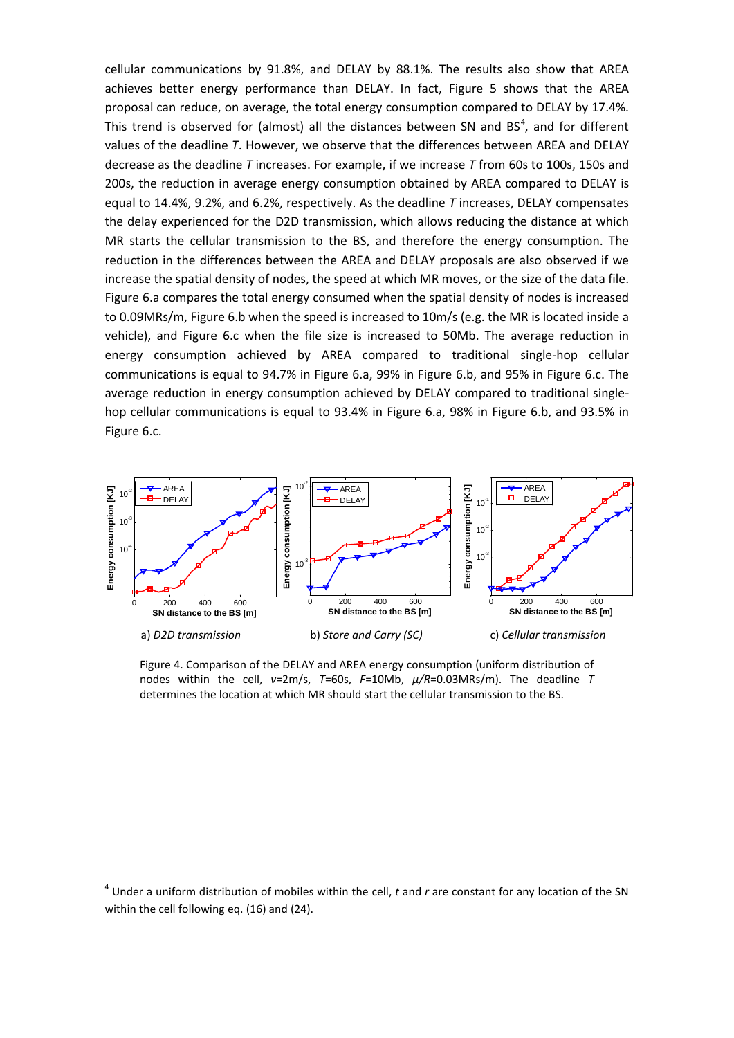cellular communications by 91.8%, and DELAY by 88.1%. The results also show that AREA achieves better energy performance than DELAY. In fact, Figure 5 shows that the AREA proposal can reduce, on average, the total energy consumption compared to DELAY by 17.4%. This trend is observed for (almost) all the distances between SN and BS[4], and for different values of the deadline *T*. However, we observe that the differences between AREA and DELAY decrease as the deadline *T* increases. For example, if we increase *T* from 60s to 100s, 150s and 200s, the reduction in average energy consumption obtained by AREA compared to DELAY is equal to 14.4%, 9.2%, and 6.2%, respectively. As the deadline *T* increases, DELAY compensates the delay experienced for the D2D transmission, which allows reducing the distance at which MR starts the cellular transmission to the BS, and therefore the energy consumption. The reduction in the differences between the AREA and DELAY proposals are also observed if we increase the spatial density of nodes, the speed at which MR moves, or the size of the data file. Figure 6.a compares the total energy consumed when the spatial density of nodes is increased to 0.09MRs/m, Figure 6.b when the speed is increased to 10m/s (e.g. the MR is located inside a vehicle), and Figure 6.c when the file size is increased to 50Mb. The average reduction in energy consumption achieved by AREA compared to traditional single-hop cellular communications is equal to 94.7% in Figure 6.a, 99% in Figure 6.b, and 95% in Figure 6.c. The average reduction in energy consumption achieved by DELAY compared to traditional single-hop cellular communications is equal to 93.4% in Figure 6.a, 98% in Figure 6.b, and 93.5% in Figure 6.c.

Energy consumption [KJ]
$10^{-2}$
$10^{-3}$
$10^{-4}$
AREA
DELAY
0 200 400 600
SN distance to the BS [m]

a) *D2D transmission*

Energy consumption [KJ]
$10^{-2}$
$10^{-3}$
AREA
DELAY
0 200 400 600
SN distance to the BS [m]

b) *Store and Carry (SC)*

Energy consumption [KJ]
$10^{-1}$
$10^{-2}$
$10^{-3}$
AREA
DELAY
0 200 400 600
SN distance to the BS [m]

c) *Cellular transmission*

Figure 4. Comparison of the DELAY and AREA energy consumption (uniform distribution of nodes within the cell, $v$=2m/s, $T$=60s, $F$=10Mb, $\mu/R$=0.03MRs/m). The deadline $T$ determines the location at which MR should start the cellular transmission to the BS.

[4] Under a uniform distribution of mobiles within the cell, *t* and *r* are constant for any location of the SN within the cell following eq. (16) and (24).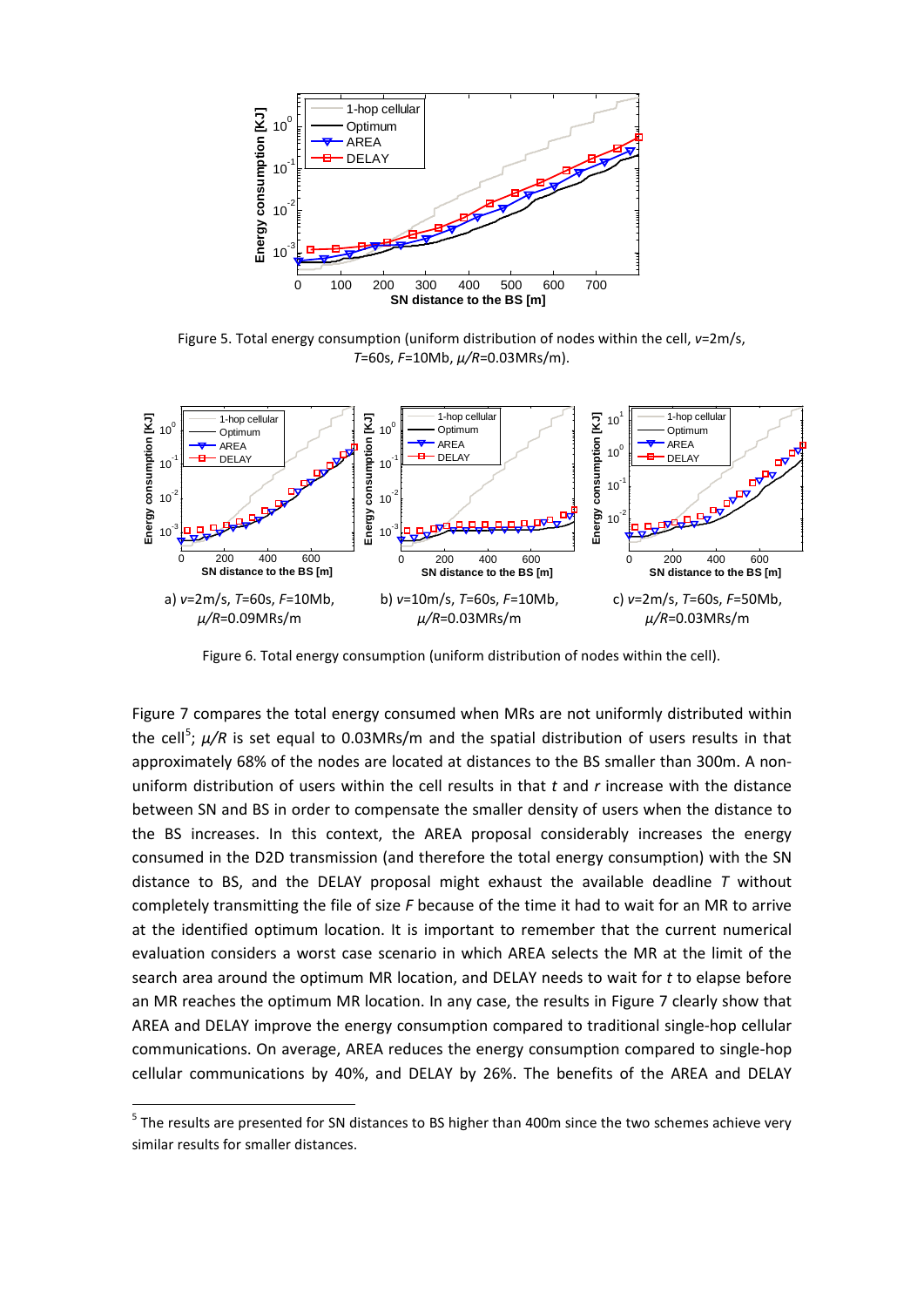Figure 5. Total energy consumption (uniform distribution of nodes within the cell, *v*=2m/s, *T*=60s, *F*=10Mb, *μ/R*=0.03MRs/m).

a) *v*=2m/s, *T*=60s, *F*=10Mb, *μ/R*=0.09MRs/m

b) *v*=10m/s, *T*=60s, *F*=10Mb, *μ/R*=0.03MRs/m

c) *v*=2m/s, *T*=60s, *F*=50Mb, *μ/R*=0.03MRs/m

Figure 6. Total energy consumption (uniform distribution of nodes within the cell).

Figure 7 compares the total energy consumed when MRs are not uniformly distributed within the cell[5]; *μ/R* is set equal to 0.03MRs/m and the spatial distribution of users results in that approximately 68% of the nodes are located at distances to the BS smaller than 300m. A non-uniform distribution of users within the cell results in that *t* and *r* increase with the distance between SN and BS in order to compensate the smaller density of users when the distance to the BS increases. In this context, the AREA proposal considerably increases the energy consumed in the D2D transmission (and therefore the total energy consumption) with the SN distance to BS, and the DELAY proposal might exhaust the available deadline *T* without completely transmitting the file of size *F* because of the time it had to wait for an MR to arrive at the identified optimum location. It is important to remember that the current numerical evaluation considers a worst case scenario in which AREA selects the MR at the limit of the search area around the optimum MR location, and DELAY needs to wait for *t* to elapse before an MR reaches the optimum MR location. In any case, the results in Figure 7 clearly show that AREA and DELAY improve the energy consumption compared to traditional single-hop cellular communications. On average, AREA reduces the energy consumption compared to single-hop cellular communications by 40%, and DELAY by 26%. The benefits of the AREA and DELAY

[5] The results are presented for SN distances to BS higher than 400m since the two schemes achieve very similar results for smaller distances.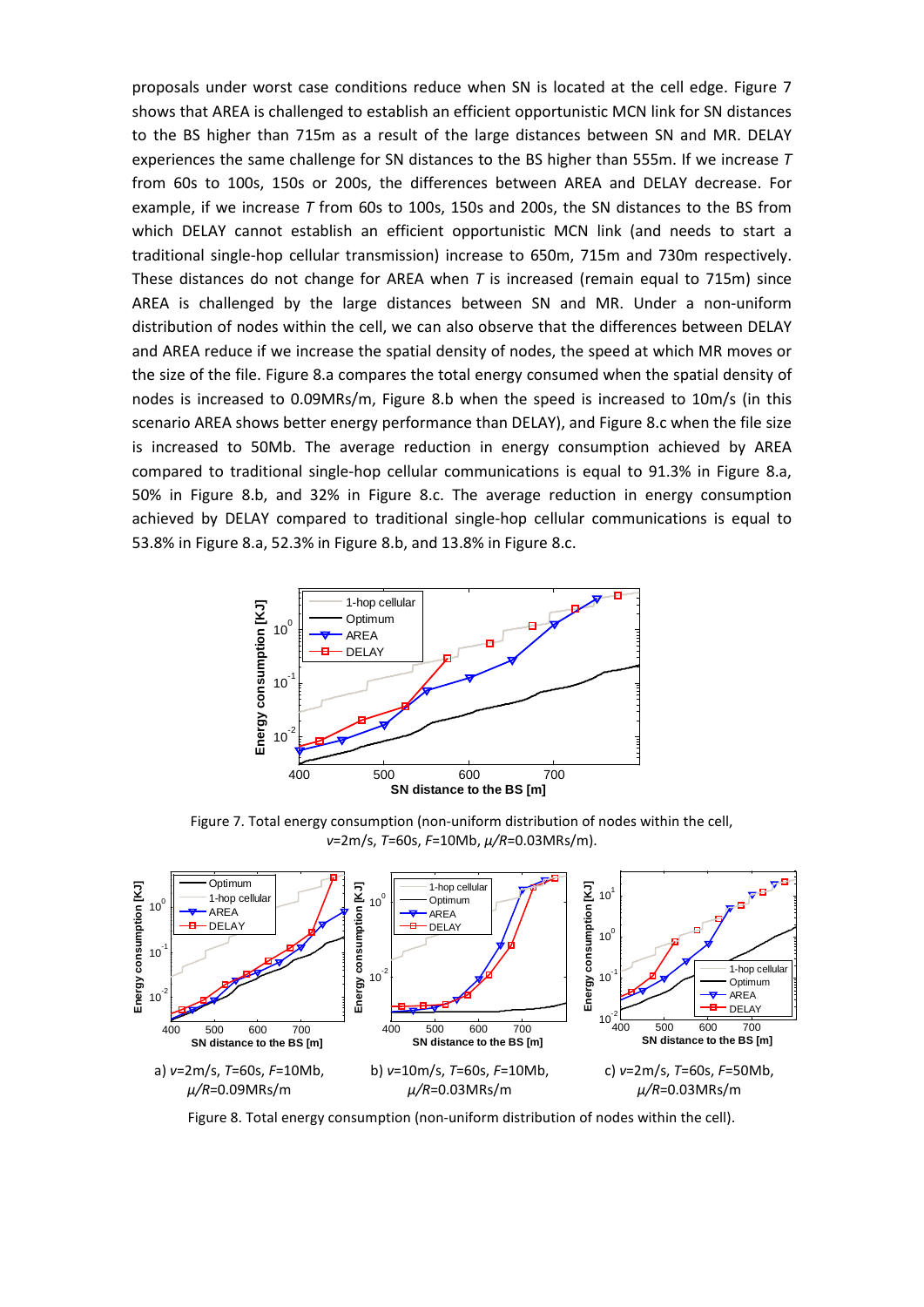proposals under worst case conditions reduce when SN is located at the cell edge. Figure 7 shows that AREA is challenged to establish an efficient opportunistic MCN link for SN distances to the BS higher than 715m as a result of the large distances between SN and MR. DELAY experiences the same challenge for SN distances to the BS higher than 555m. If we increase *T* from 60s to 100s, 150s or 200s, the differences between AREA and DELAY decrease. For example, if we increase *T* from 60s to 100s, 150s and 200s, the SN distances to the BS from which DELAY cannot establish an efficient opportunistic MCN link (and needs to start a traditional single-hop cellular transmission) increase to 650m, 715m and 730m respectively. These distances do not change for AREA when *T* is increased (remain equal to 715m) since AREA is challenged by the large distances between SN and MR. Under a non-uniform distribution of nodes within the cell, we can also observe that the differences between DELAY and AREA reduce if we increase the spatial density of nodes, the speed at which MR moves or the size of the file. Figure 8.a compares the total energy consumed when the spatial density of nodes is increased to 0.09MRs/m, Figure 8.b when the speed is increased to 10m/s (in this scenario AREA shows better energy performance than DELAY), and Figure 8.c when the file size is increased to 50Mb. The average reduction in energy consumption achieved by AREA compared to traditional single-hop cellular communications is equal to 91.3% in Figure 8.a, 50% in Figure 8.b, and 32% in Figure 8.c. The average reduction in energy consumption achieved by DELAY compared to traditional single-hop cellular communications is equal to 53.8% in Figure 8.a, 52.3% in Figure 8.b, and 13.8% in Figure 8.c.

Energy consumption [KJ]
$10^0$
$10^{-1}$
$10^{-2}$
400 500 600 700
SN distance to the BS [m]
1-hop cellular
Optimum
AREA
DELAY

Figure 7. Total energy consumption (non-uniform distribution of nodes within the cell, $v$=2m/s, $T$=60s, $F$=10Mb, $\mu/R$=0.03MRs/m).

Energy consumption [KJ]
$10^0$
$10^{-1}$
$10^{-2}$
400 500 600 700
SN distance to the BS [m]
Optimum
1-hop cellular
AREA
DELAY

a) $v$=2m/s, $T$=60s, $F$=10Mb, $\mu/R$=0.09MRs/m

Energy consumption [KJ]
$10^0$
$10^{-2}$
400 500 600 700
SN distance to the BS [m]
1-hop cellular
Optimum
AREA
DELAY

b) $v$=10m/s, $T$=60s, $F$=10Mb, $\mu/R$=0.03MRs/m

Energy consumption [KJ]
$10^1$
$10^0$
$10^{-1}$
$10^{-2}$
400 500 600 700
SN distance to the BS [m]
1-hop cellular
Optimum
AREA
DELAY

c) $v$=2m/s, $T$=60s, $F$=50Mb, $\mu/R$=0.03MRs/m

Figure 8. Total energy consumption (non-uniform distribution of nodes within the cell).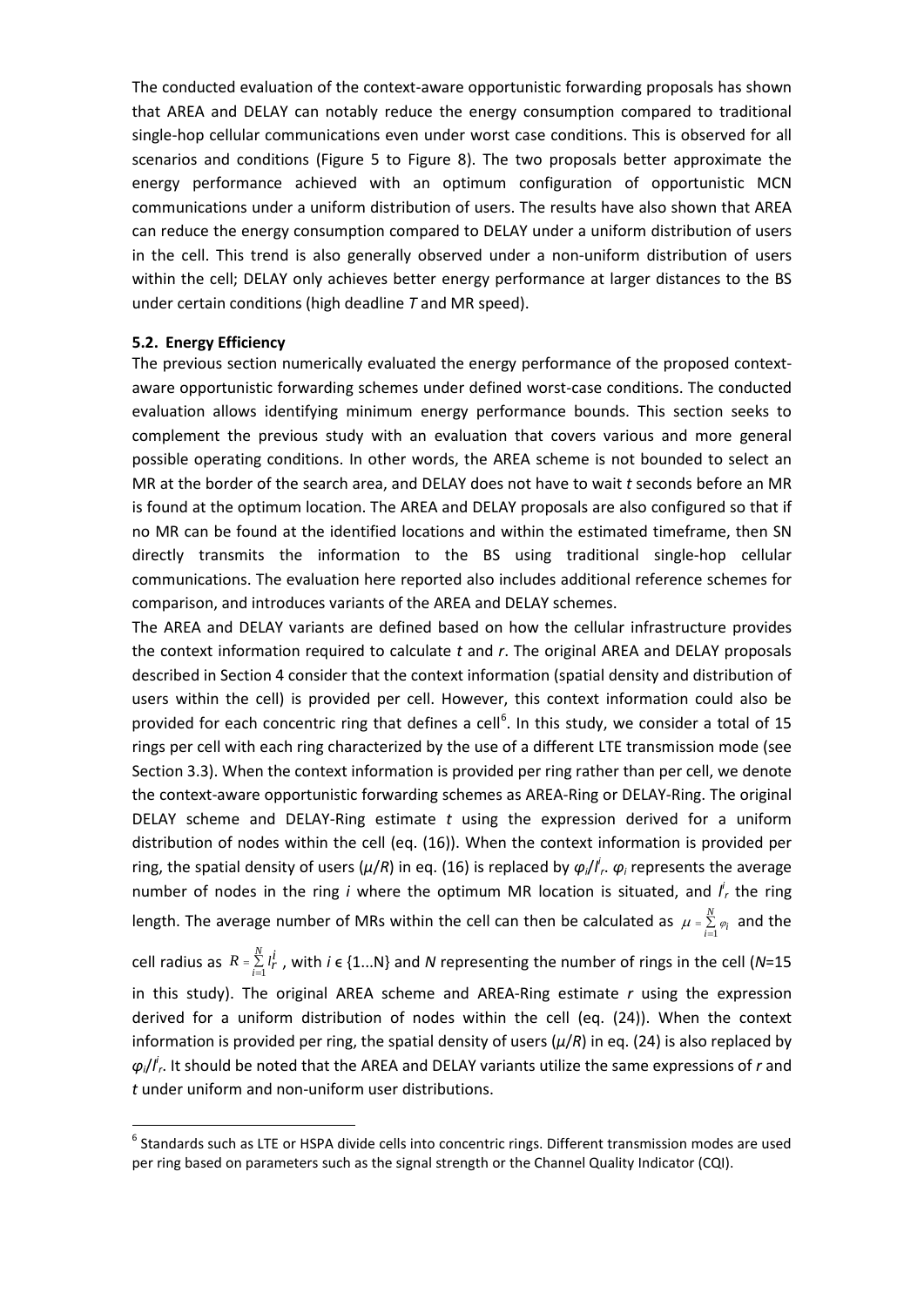The conducted evaluation of the context-aware opportunistic forwarding proposals has shown that AREA and DELAY can notably reduce the energy consumption compared to traditional single-hop cellular communications even under worst case conditions. This is observed for all scenarios and conditions (Figure 5 to Figure 8). The two proposals better approximate the energy performance achieved with an optimum configuration of opportunistic MCN communications under a uniform distribution of users. The results have also shown that AREA can reduce the energy consumption compared to DELAY under a uniform distribution of users in the cell. This trend is also generally observed under a non-uniform distribution of users within the cell; DELAY only achieves better energy performance at larger distances to the BS under certain conditions (high deadline $T$ and MR speed).

### 5.2. Energy Efficiency

The previous section numerically evaluated the energy performance of the proposed context-aware opportunistic forwarding schemes under defined worst-case conditions. The conducted evaluation allows identifying minimum energy performance bounds. This section seeks to complement the previous study with an evaluation that covers various and more general possible operating conditions. In other words, the AREA scheme is not bounded to select an MR at the border of the search area, and DELAY does not have to wait $t$ seconds before an MR is found at the optimum location. The AREA and DELAY proposals are also configured so that if no MR can be found at the identified locations and within the estimated timeframe, then SN directly transmits the information to the BS using traditional single-hop cellular communications. The evaluation here reported also includes additional reference schemes for comparison, and introduces variants of the AREA and DELAY schemes.

The AREA and DELAY variants are defined based on how the cellular infrastructure provides the context information required to calculate $t$ and $r$. The original AREA and DELAY proposals described in Section 4 consider that the context information (spatial density and distribution of users within the cell) is provided per cell. However, this context information could also be provided for each concentric ring that defines a cell[6]. In this study, we consider a total of 15 rings per cell with each ring characterized by the use of a different LTE transmission mode (see Section 3.3). When the context information is provided per ring rather than per cell, we denote the context-aware opportunistic forwarding schemes as AREA-Ring or DELAY-Ring. The original DELAY scheme and DELAY-Ring estimate $t$ using the expression derived for a uniform distribution of nodes within the cell (eq. (16)). When the context information is provided per ring, the spatial density of users ($\mu/R$) in eq. (16) is replaced by $\varphi_i/l^i_r$. $\varphi_i$ represents the average number of nodes in the ring $i$ where the optimum MR location is situated, and $l^i_r$ the ring length. The average number of MRs within the cell can then be calculated as $\mu = \sum_{i=1}^{N} \varphi_i$ and the cell radius as $R = \sum_{i=1}^{N} l_r^i$, with $i \in \{1...N\}$ and $N$ representing the number of rings in the cell ($N$=15 in this study). The original AREA scheme and AREA-Ring estimate $r$ using the expression derived for a uniform distribution of nodes within the cell (eq. (24)). When the context information is provided per ring, the spatial density of users ($\mu/R$) in eq. (24) is also replaced by $\varphi_i/l^i_r$. It should be noted that the AREA and DELAY variants utilize the same expressions of $r$ and $t$ under uniform and non-uniform user distributions.

---

[6] Standards such as LTE or HSPA divide cells into concentric rings. Different transmission modes are used per ring based on parameters such as the signal strength or the Channel Quality Indicator (CQI).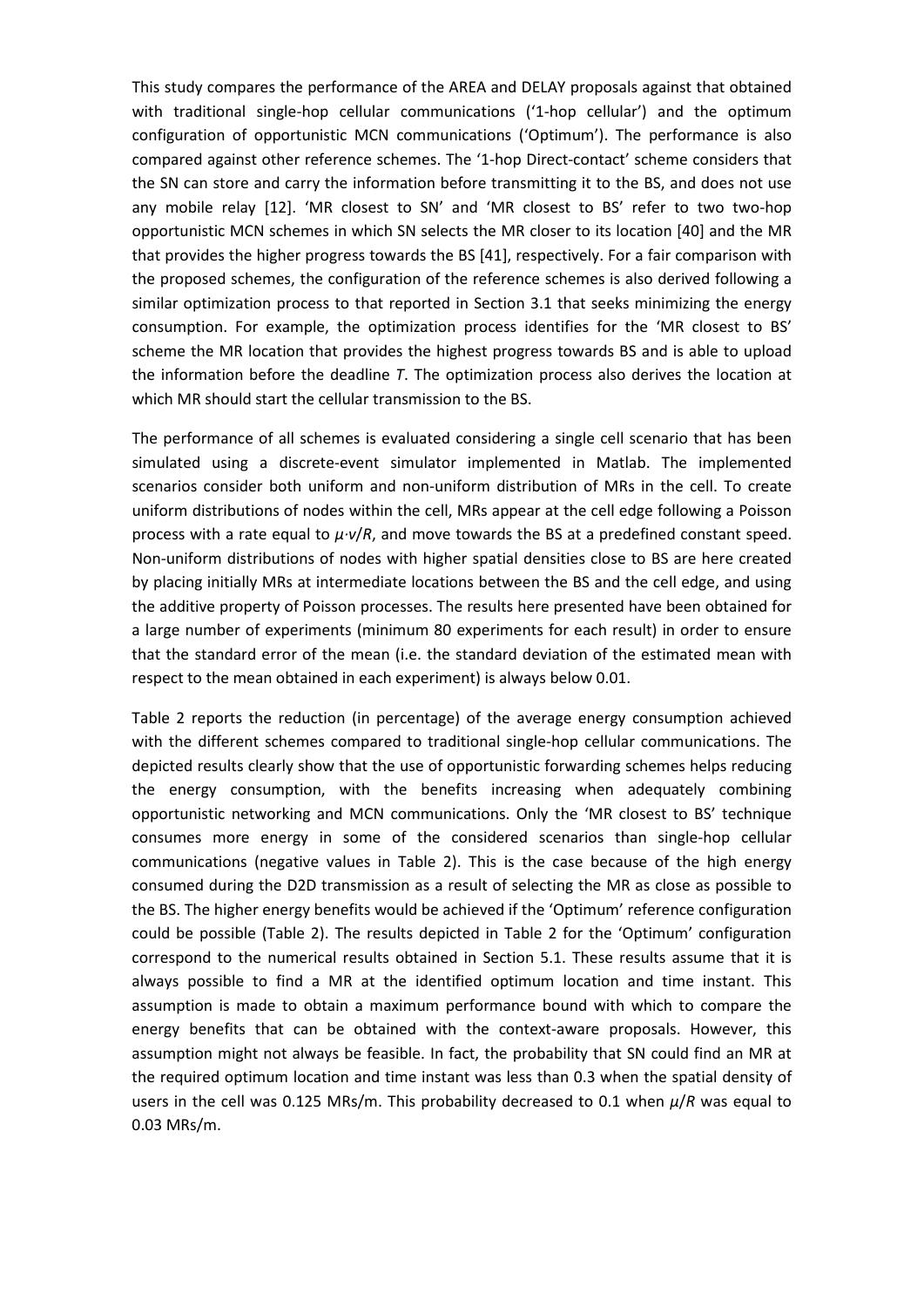This study compares the performance of the AREA and DELAY proposals against that obtained with traditional single-hop cellular communications ('1-hop cellular') and the optimum configuration of opportunistic MCN communications ('Optimum'). The performance is also compared against other reference schemes. The '1-hop Direct-contact' scheme considers that the SN can store and carry the information before transmitting it to the BS, and does not use any mobile relay [12]. 'MR closest to SN' and 'MR closest to BS' refer to two two-hop opportunistic MCN schemes in which SN selects the MR closer to its location [40] and the MR that provides the higher progress towards the BS [41], respectively. For a fair comparison with the proposed schemes, the configuration of the reference schemes is also derived following a similar optimization process to that reported in Section 3.1 that seeks minimizing the energy consumption. For example, the optimization process identifies for the 'MR closest to BS' scheme the MR location that provides the highest progress towards BS and is able to upload the information before the deadline $T$. The optimization process also derives the location at which MR should start the cellular transmission to the BS.

The performance of all schemes is evaluated considering a single cell scenario that has been simulated using a discrete-event simulator implemented in Matlab. The implemented scenarios consider both uniform and non-uniform distribution of MRs in the cell. To create uniform distributions of nodes within the cell, MRs appear at the cell edge following a Poisson process with a rate equal to $\mu \cdot v/R$, and move towards the BS at a predefined constant speed. Non-uniform distributions of nodes with higher spatial densities close to BS are here created by placing initially MRs at intermediate locations between the BS and the cell edge, and using the additive property of Poisson processes. The results here presented have been obtained for a large number of experiments (minimum 80 experiments for each result) in order to ensure that the standard error of the mean (i.e. the standard deviation of the estimated mean with respect to the mean obtained in each experiment) is always below 0.01.

Table 2 reports the reduction (in percentage) of the average energy consumption achieved with the different schemes compared to traditional single-hop cellular communications. The depicted results clearly show that the use of opportunistic forwarding schemes helps reducing the energy consumption, with the benefits increasing when adequately combining opportunistic networking and MCN communications. Only the 'MR closest to BS' technique consumes more energy in some of the considered scenarios than single-hop cellular communications (negative values in Table 2). This is the case because of the high energy consumed during the D2D transmission as a result of selecting the MR as close as possible to the BS. The higher energy benefits would be achieved if the 'Optimum' reference configuration could be possible (Table 2). The results depicted in Table 2 for the 'Optimum' configuration correspond to the numerical results obtained in Section 5.1. These results assume that it is always possible to find a MR at the identified optimum location and time instant. This assumption is made to obtain a maximum performance bound with which to compare the energy benefits that can be obtained with the context-aware proposals. However, this assumption might not always be feasible. In fact, the probability that SN could find an MR at the required optimum location and time instant was less than 0.3 when the spatial density of users in the cell was 0.125 MRs/m. This probability decreased to 0.1 when $\mu/R$ was equal to 0.03 MRs/m.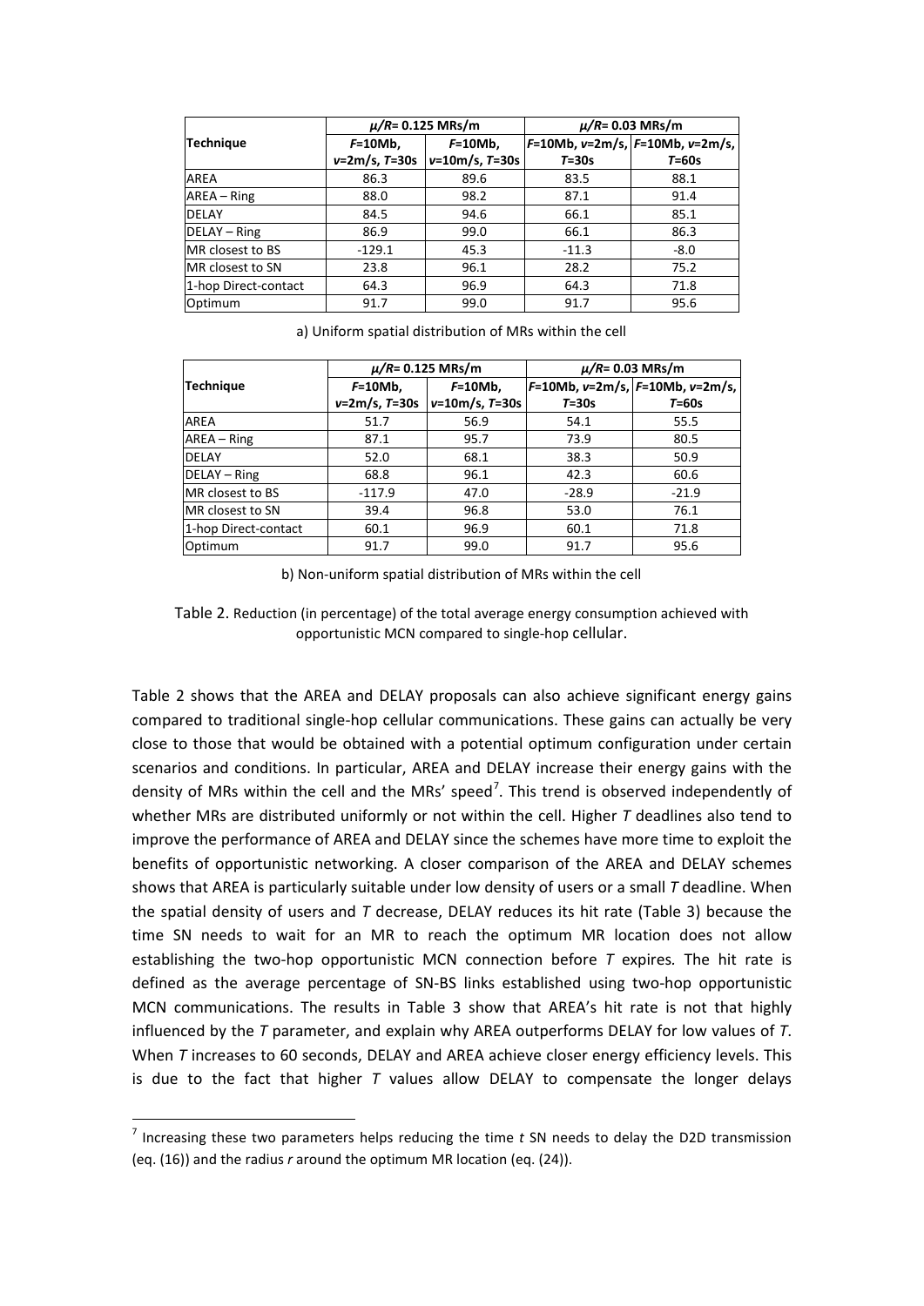| Technique | $\mu/R$= 0.125 MRs/m | | $\mu/R$= 0.03 MRs/m | |
|---|---|---|---|---|
| | *F*=10Mb, *v*=2m/s, *T*=30s | *F*=10Mb, *v*=10m/s, *T*=30s | *F*=10Mb, *v*=2m/s, *T*=30s | *F*=10Mb, *v*=2m/s, *T*=60s |
| AREA | 86.3 | 89.6 | 83.5 | 88.1 |
| AREA – Ring | 88.0 | 98.2 | 87.1 | 91.4 |
| DELAY | 84.5 | 94.6 | 66.1 | 85.1 |
| DELAY – Ring | 86.9 | 99.0 | 66.1 | 86.3 |
| MR closest to BS | -129.1 | 45.3 | -11.3 | -8.0 |
| MR closest to SN | 23.8 | 96.1 | 28.2 | 75.2 |
| 1-hop Direct-contact | 64.3 | 96.9 | 64.3 | 71.8 |
| Optimum | 91.7 | 99.0 | 91.7 | 95.6 |

a) Uniform spatial distribution of MRs within the cell

| Technique | $\mu/R$= 0.125 MRs/m | | $\mu/R$= 0.03 MRs/m | |
|---|---|---|---|---|
| | *F*=10Mb, *v*=2m/s, *T*=30s | *F*=10Mb, *v*=10m/s, *T*=30s | *F*=10Mb, *v*=2m/s, *T*=30s | *F*=10Mb, *v*=2m/s, *T*=60s |
| AREA | 51.7 | 56.9 | 54.1 | 55.5 |
| AREA – Ring | 87.1 | 95.7 | 73.9 | 80.5 |
| DELAY | 52.0 | 68.1 | 38.3 | 50.9 |
| DELAY – Ring | 68.8 | 96.1 | 42.3 | 60.6 |
| MR closest to BS | -117.9 | 47.0 | -28.9 | -21.9 |
| MR closest to SN | 39.4 | 96.8 | 53.0 | 76.1 |
| 1-hop Direct-contact | 60.1 | 96.9 | 60.1 | 71.8 |
| Optimum | 91.7 | 99.0 | 91.7 | 95.6 |

b) Non-uniform spatial distribution of MRs within the cell

Table 2. Reduction (in percentage) of the total average energy consumption achieved with opportunistic MCN compared to single-hop cellular.

Table 2 shows that the AREA and DELAY proposals can also achieve significant energy gains compared to traditional single-hop cellular communications. These gains can actually be very close to those that would be obtained with a potential optimum configuration under certain scenarios and conditions. In particular, AREA and DELAY increase their energy gains with the density of MRs within the cell and the MRs' speed[7]. This trend is observed independently of whether MRs are distributed uniformly or not within the cell. Higher *T* deadlines also tend to improve the performance of AREA and DELAY since the schemes have more time to exploit the benefits of opportunistic networking. A closer comparison of the AREA and DELAY schemes shows that AREA is particularly suitable under low density of users or a small *T* deadline. When the spatial density of users and *T* decrease, DELAY reduces its hit rate (Table 3) because the time SN needs to wait for an MR to reach the optimum MR location does not allow establishing the two-hop opportunistic MCN connection before *T* expires. The hit rate is defined as the average percentage of SN-BS links established using two-hop opportunistic MCN communications. The results in Table 3 show that AREA's hit rate is not that highly influenced by the *T* parameter, and explain why AREA outperforms DELAY for low values of *T*. When *T* increases to 60 seconds, DELAY and AREA achieve closer energy efficiency levels. This is due to the fact that higher *T* values allow DELAY to compensate the longer delays

[7] Increasing these two parameters helps reducing the time *t* SN needs to delay the D2D transmission (eq. (16)) and the radius *r* around the optimum MR location (eq. (24)).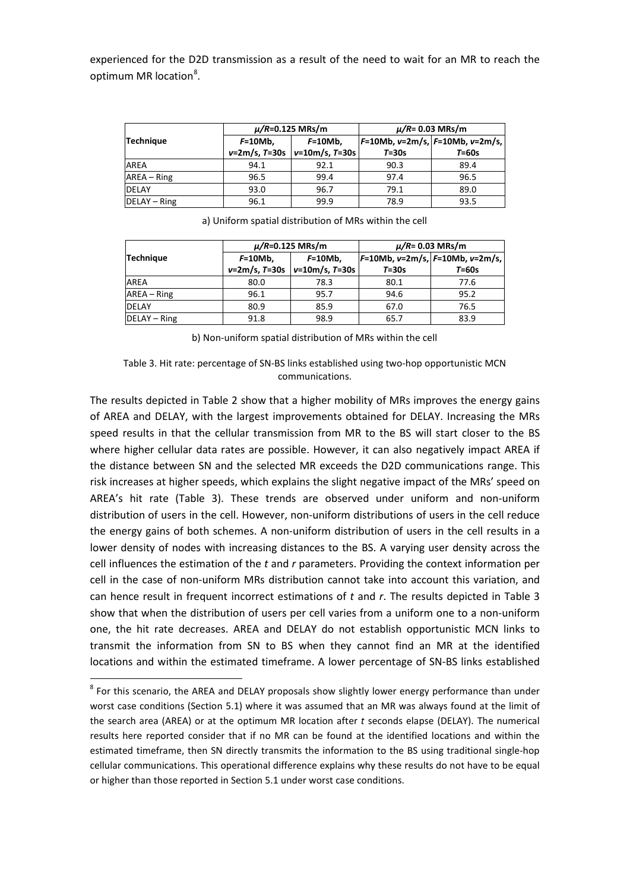experienced for the D2D transmission as a result of the need to wait for an MR to reach the optimum MR location[8].

| Technique | $\mu/R$=0.125 MRs/m | | $\mu/R$= 0.03 MRs/m | |
|---|---|---|---|---|
| | $F$=10Mb, $v$=2m/s, $T$=30s | $F$=10Mb, $v$=10m/s, $T$=30s | $F$=10Mb, $v$=2m/s, $T$=30s | $F$=10Mb, $v$=2m/s, $T$=60s |
| AREA | 94.1 | 92.1 | 90.3 | 89.4 |
| AREA – Ring | 96.5 | 99.4 | 97.4 | 96.5 |
| DELAY | 93.0 | 96.7 | 79.1 | 89.0 |
| DELAY – Ring | 96.1 | 99.9 | 78.9 | 93.5 |

a) Uniform spatial distribution of MRs within the cell

| Technique | $\mu/R$=0.125 MRs/m | | $\mu/R$= 0.03 MRs/m | |
|---|---|---|---|---|
| | $F$=10Mb, $v$=2m/s, $T$=30s | $F$=10Mb, $v$=10m/s, $T$=30s | $F$=10Mb, $v$=2m/s, $T$=30s | $F$=10Mb, $v$=2m/s, $T$=60s |
| AREA | 80.0 | 78.3 | 80.1 | 77.6 |
| AREA – Ring | 96.1 | 95.7 | 94.6 | 95.2 |
| DELAY | 80.9 | 85.9 | 67.0 | 76.5 |
| DELAY – Ring | 91.8 | 98.9 | 65.7 | 83.9 |

b) Non-uniform spatial distribution of MRs within the cell

Table 3. Hit rate: percentage of SN-BS links established using two-hop opportunistic MCN communications.

The results depicted in Table 2 show that a higher mobility of MRs improves the energy gains of AREA and DELAY, with the largest improvements obtained for DELAY. Increasing the MRs speed results in that the cellular transmission from MR to the BS will start closer to the BS where higher cellular data rates are possible. However, it can also negatively impact AREA if the distance between SN and the selected MR exceeds the D2D communications range. This risk increases at higher speeds, which explains the slight negative impact of the MRs' speed on AREA's hit rate (Table 3). These trends are observed under uniform and non-uniform distribution of users in the cell. However, non-uniform distributions of users in the cell reduce the energy gains of both schemes. A non-uniform distribution of users in the cell results in a lower density of nodes with increasing distances to the BS. A varying user density across the cell influences the estimation of the $t$ and $r$ parameters. Providing the context information per cell in the case of non-uniform MRs distribution cannot take into account this variation, and can hence result in frequent incorrect estimations of $t$ and $r$. The results depicted in Table 3 show that when the distribution of users per cell varies from a uniform one to a non-uniform one, the hit rate decreases. AREA and DELAY do not establish opportunistic MCN links to transmit the information from SN to BS when they cannot find an MR at the identified locations and within the estimated timeframe. A lower percentage of SN-BS links established

[8] For this scenario, the AREA and DELAY proposals show slightly lower energy performance than under worst case conditions (Section 5.1) where it was assumed that an MR was always found at the limit of the search area (AREA) or at the optimum MR location after $t$ seconds elapse (DELAY). The numerical results here reported consider that if no MR can be found at the identified locations and within the estimated timeframe, then SN directly transmits the information to the BS using traditional single-hop cellular communications. This operational difference explains why these results do not have to be equal or higher than those reported in Section 5.1 under worst case conditions.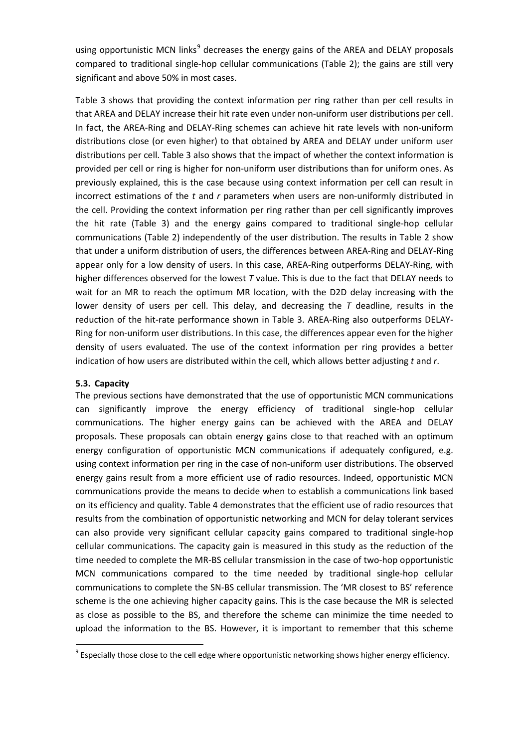using opportunistic MCN links[9] decreases the energy gains of the AREA and DELAY proposals compared to traditional single-hop cellular communications (Table 2); the gains are still very significant and above 50% in most cases.

Table 3 shows that providing the context information per ring rather than per cell results in that AREA and DELAY increase their hit rate even under non-uniform user distributions per cell. In fact, the AREA-Ring and DELAY-Ring schemes can achieve hit rate levels with non-uniform distributions close (or even higher) to that obtained by AREA and DELAY under uniform user distributions per cell. Table 3 also shows that the impact of whether the context information is provided per cell or ring is higher for non-uniform user distributions than for uniform ones. As previously explained, this is the case because using context information per cell can result in incorrect estimations of the $t$ and $r$ parameters when users are non-uniformly distributed in the cell. Providing the context information per ring rather than per cell significantly improves the hit rate (Table 3) and the energy gains compared to traditional single-hop cellular communications (Table 2) independently of the user distribution. The results in Table 2 show that under a uniform distribution of users, the differences between AREA-Ring and DELAY-Ring appear only for a low density of users. In this case, AREA-Ring outperforms DELAY-Ring, with higher differences observed for the lowest $T$ value. This is due to the fact that DELAY needs to wait for an MR to reach the optimum MR location, with the D2D delay increasing with the lower density of users per cell. This delay, and decreasing the $T$ deadline, results in the reduction of the hit-rate performance shown in Table 3. AREA-Ring also outperforms DELAY-Ring for non-uniform user distributions. In this case, the differences appear even for the higher density of users evaluated. The use of the context information per ring provides a better indication of how users are distributed within the cell, which allows better adjusting $t$ and $r$.

### 5.3. Capacity

The previous sections have demonstrated that the use of opportunistic MCN communications can significantly improve the energy efficiency of traditional single-hop cellular communications. The higher energy gains can be achieved with the AREA and DELAY proposals. These proposals can obtain energy gains close to that reached with an optimum energy configuration of opportunistic MCN communications if adequately configured, e.g. using context information per ring in the case of non-uniform user distributions. The observed energy gains result from a more efficient use of radio resources. Indeed, opportunistic MCN communications provide the means to decide when to establish a communications link based on its efficiency and quality. Table 4 demonstrates that the efficient use of radio resources that results from the combination of opportunistic networking and MCN for delay tolerant services can also provide very significant cellular capacity gains compared to traditional single-hop cellular communications. The capacity gain is measured in this study as the reduction of the time needed to complete the MR-BS cellular transmission in the case of two-hop opportunistic MCN communications compared to the time needed by traditional single-hop cellular communications to complete the SN-BS cellular transmission. The 'MR closest to BS' reference scheme is the one achieving higher capacity gains. This is the case because the MR is selected as close as possible to the BS, and therefore the scheme can minimize the time needed to upload the information to the BS. However, it is important to remember that this scheme

[9] Especially those close to the cell edge where opportunistic networking shows higher energy efficiency.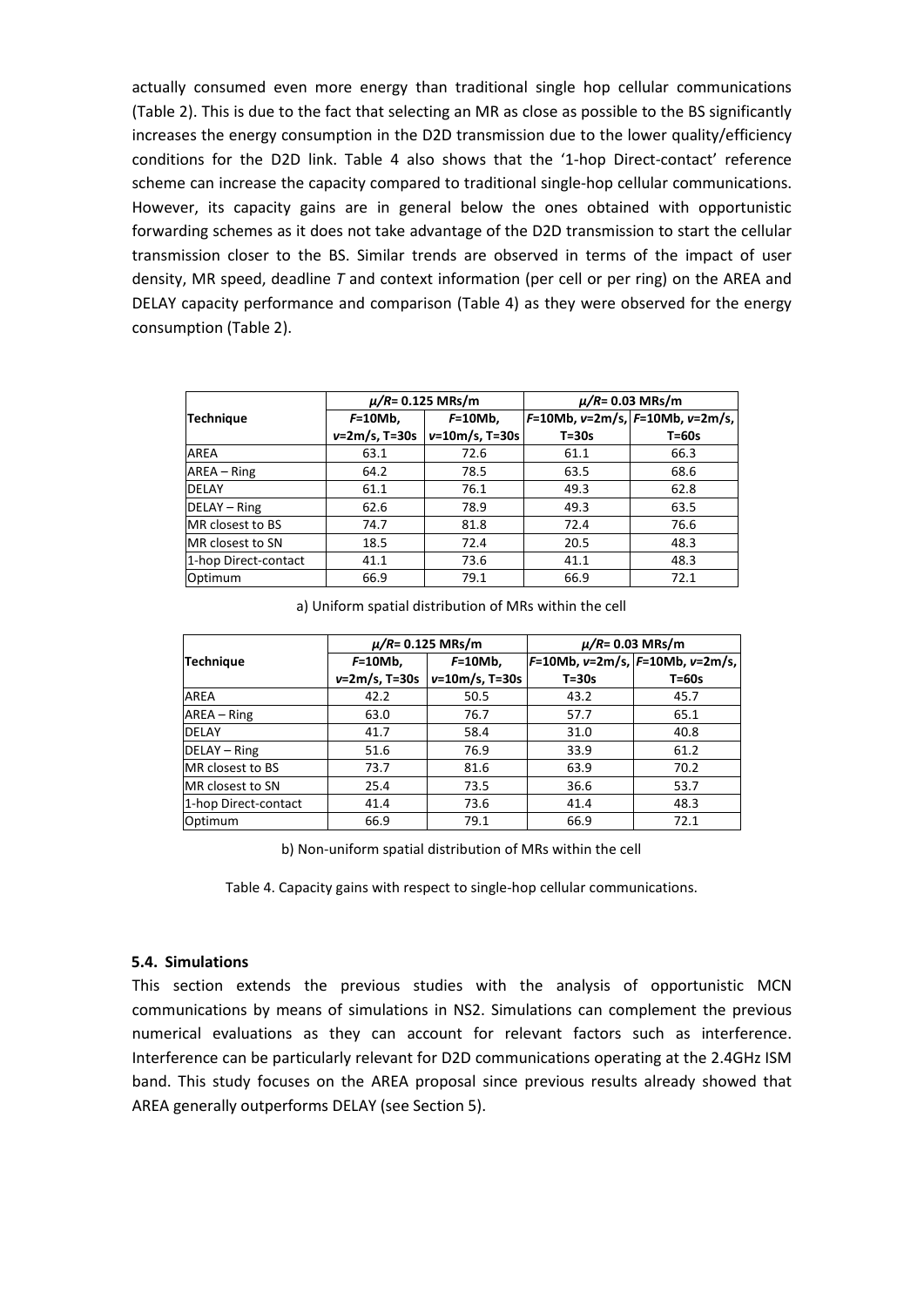actually consumed even more energy than traditional single hop cellular communications (Table 2). This is due to the fact that selecting an MR as close as possible to the BS significantly increases the energy consumption in the D2D transmission due to the lower quality/efficiency conditions for the D2D link. Table 4 also shows that the '1-hop Direct-contact' reference scheme can increase the capacity compared to traditional single-hop cellular communications. However, its capacity gains are in general below the ones obtained with opportunistic forwarding schemes as it does not take advantage of the D2D transmission to start the cellular transmission closer to the BS. Similar trends are observed in terms of the impact of user density, MR speed, deadline $T$ and context information (per cell or per ring) on the AREA and DELAY capacity performance and comparison (Table 4) as they were observed for the energy consumption (Table 2).

| Technique | $\mu/R$= 0.125 MRs/m | | $\mu/R$= 0.03 MRs/m | |
|---|---|---|---|---|
| | $F$=10Mb, $v$=2m/s, T=30s | $F$=10Mb, $v$=10m/s, T=30s | $F$=10Mb, $v$=2m/s, T=30s | $F$=10Mb, $v$=2m/s, T=60s |
| AREA | 63.1 | 72.6 | 61.1 | 66.3 |
| AREA – Ring | 64.2 | 78.5 | 63.5 | 68.6 |
| DELAY | 61.1 | 76.1 | 49.3 | 62.8 |
| DELAY – Ring | 62.6 | 78.9 | 49.3 | 63.5 |
| MR closest to BS | 74.7 | 81.8 | 72.4 | 76.6 |
| MR closest to SN | 18.5 | 72.4 | 20.5 | 48.3 |
| 1-hop Direct-contact | 41.1 | 73.6 | 41.1 | 48.3 |
| Optimum | 66.9 | 79.1 | 66.9 | 72.1 |

a) Uniform spatial distribution of MRs within the cell

| Technique | $\mu/R$= 0.125 MRs/m | | $\mu/R$= 0.03 MRs/m | |
|---|---|---|---|---|
| | $F$=10Mb, $v$=2m/s, T=30s | $F$=10Mb, $v$=10m/s, T=30s | $F$=10Mb, $v$=2m/s, T=30s | $F$=10Mb, $v$=2m/s, T=60s |
| AREA | 42.2 | 50.5 | 43.2 | 45.7 |
| AREA – Ring | 63.0 | 76.7 | 57.7 | 65.1 |
| DELAY | 41.7 | 58.4 | 31.0 | 40.8 |
| DELAY – Ring | 51.6 | 76.9 | 33.9 | 61.2 |
| MR closest to BS | 73.7 | 81.6 | 63.9 | 70.2 |
| MR closest to SN | 25.4 | 73.5 | 36.6 | 53.7 |
| 1-hop Direct-contact | 41.4 | 73.6 | 41.4 | 48.3 |
| Optimum | 66.9 | 79.1 | 66.9 | 72.1 |

b) Non-uniform spatial distribution of MRs within the cell

Table 4. Capacity gains with respect to single-hop cellular communications.

### 5.4. Simulations

This section extends the previous studies with the analysis of opportunistic MCN communications by means of simulations in NS2. Simulations can complement the previous numerical evaluations as they can account for relevant factors such as interference. Interference can be particularly relevant for D2D communications operating at the 2.4GHz ISM band. This study focuses on the AREA proposal since previous results already showed that AREA generally outperforms DELAY (see Section 5).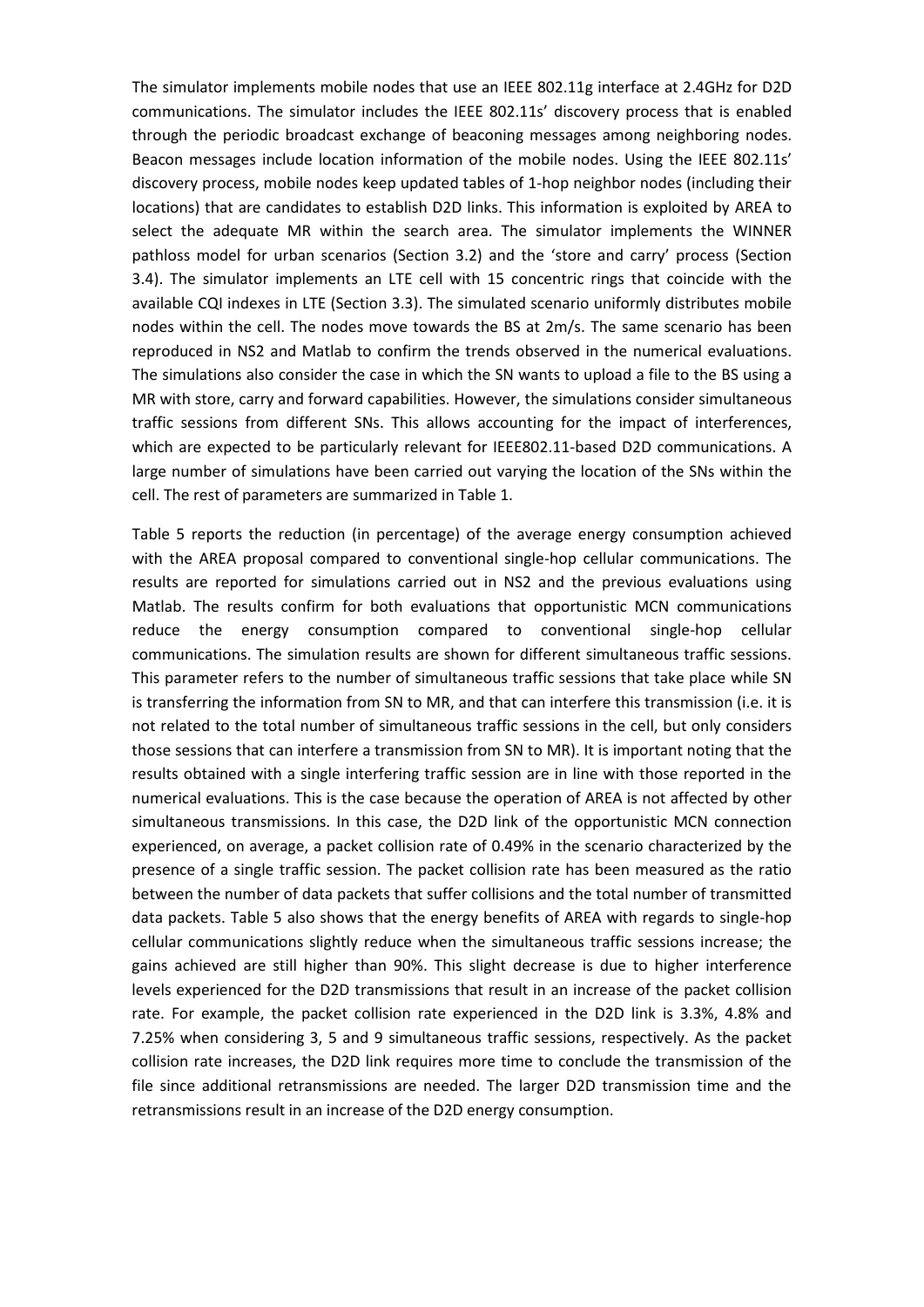The simulator implements mobile nodes that use an IEEE 802.11g interface at 2.4GHz for D2D communications. The simulator includes the IEEE 802.11s' discovery process that is enabled through the periodic broadcast exchange of beaconing messages among neighboring nodes. Beacon messages include location information of the mobile nodes. Using the IEEE 802.11s' discovery process, mobile nodes keep updated tables of 1-hop neighbor nodes (including their locations) that are candidates to establish D2D links. This information is exploited by AREA to select the adequate MR within the search area. The simulator implements the WINNER pathloss model for urban scenarios (Section 3.2) and the 'store and carry' process (Section 3.4). The simulator implements an LTE cell with 15 concentric rings that coincide with the available CQI indexes in LTE (Section 3.3). The simulated scenario uniformly distributes mobile nodes within the cell. The nodes move towards the BS at 2m/s. The same scenario has been reproduced in NS2 and Matlab to confirm the trends observed in the numerical evaluations. The simulations also consider the case in which the SN wants to upload a file to the BS using a MR with store, carry and forward capabilities. However, the simulations consider simultaneous traffic sessions from different SNs. This allows accounting for the impact of interferences, which are expected to be particularly relevant for IEEE802.11-based D2D communications. A large number of simulations have been carried out varying the location of the SNs within the cell. The rest of parameters are summarized in Table 1.

Table 5 reports the reduction (in percentage) of the average energy consumption achieved with the AREA proposal compared to conventional single-hop cellular communications. The results are reported for simulations carried out in NS2 and the previous evaluations using Matlab. The results confirm for both evaluations that opportunistic MCN communications reduce the energy consumption compared to conventional single-hop cellular communications. The simulation results are shown for different simultaneous traffic sessions. This parameter refers to the number of simultaneous traffic sessions that take place while SN is transferring the information from SN to MR, and that can interfere this transmission (i.e. it is not related to the total number of simultaneous traffic sessions in the cell, but only considers those sessions that can interfere a transmission from SN to MR). It is important noting that the results obtained with a single interfering traffic session are in line with those reported in the numerical evaluations. This is the case because the operation of AREA is not affected by other simultaneous transmissions. In this case, the D2D link of the opportunistic MCN connection experienced, on average, a packet collision rate of 0.49% in the scenario characterized by the presence of a single traffic session. The packet collision rate has been measured as the ratio between the number of data packets that suffer collisions and the total number of transmitted data packets. Table 5 also shows that the energy benefits of AREA with regards to single-hop cellular communications slightly reduce when the simultaneous traffic sessions increase; the gains achieved are still higher than 90%. This slight decrease is due to higher interference levels experienced for the D2D transmissions that result in an increase of the packet collision rate. For example, the packet collision rate experienced in the D2D link is 3.3%, 4.8% and 7.25% when considering 3, 5 and 9 simultaneous traffic sessions, respectively. As the packet collision rate increases, the D2D link requires more time to conclude the transmission of the file since additional retransmissions are needed. The larger D2D transmission time and the retransmissions result in an increase of the D2D energy consumption.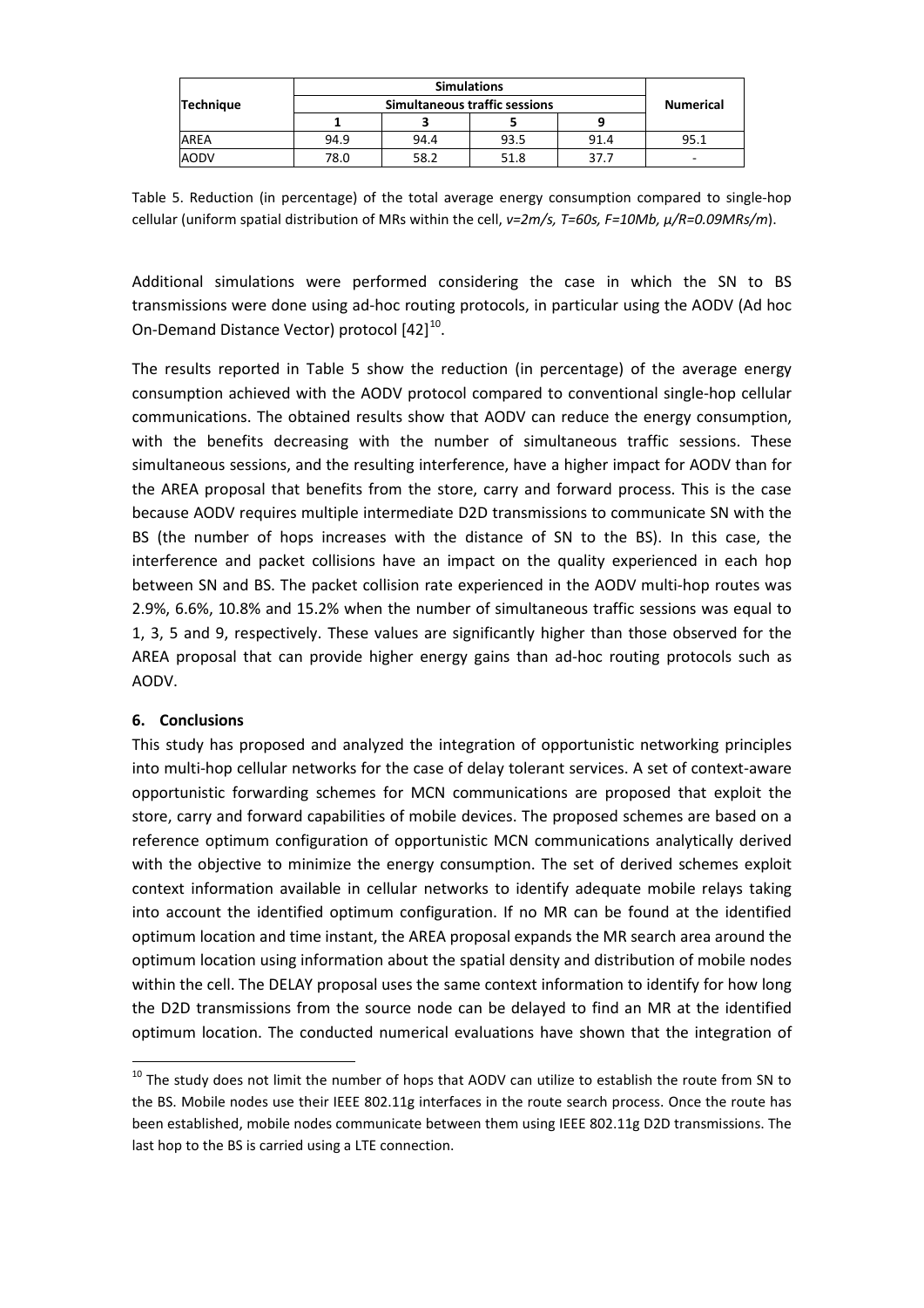| Technique | Simulations | | | | Numerical |
|---|---|---|---|---|---|
| | Simultaneous traffic sessions | | | | |
| | 1 | 3 | 5 | 9 | |
| AREA | 94.9 | 94.4 | 93.5 | 91.4 | 95.1 |
| AODV | 78.0 | 58.2 | 51.8 | 37.7 | - |

Table 5. Reduction (in percentage) of the total average energy consumption compared to single-hop cellular (uniform spatial distribution of MRs within the cell, *v=2m/s, T=60s, F=10Mb, μ/R=0.09MRs/m*).

Additional simulations were performed considering the case in which the SN to BS transmissions were done using ad-hoc routing protocols, in particular using the AODV (Ad hoc On-Demand Distance Vector) protocol [42][10].

The results reported in Table 5 show the reduction (in percentage) of the average energy consumption achieved with the AODV protocol compared to conventional single-hop cellular communications. The obtained results show that AODV can reduce the energy consumption, with the benefits decreasing with the number of simultaneous traffic sessions. These simultaneous sessions, and the resulting interference, have a higher impact for AODV than for the AREA proposal that benefits from the store, carry and forward process. This is the case because AODV requires multiple intermediate D2D transmissions to communicate SN with the BS (the number of hops increases with the distance of SN to the BS). In this case, the interference and packet collisions have an impact on the quality experienced in each hop between SN and BS. The packet collision rate experienced in the AODV multi-hop routes was 2.9%, 6.6%, 10.8% and 15.2% when the number of simultaneous traffic sessions was equal to 1, 3, 5 and 9, respectively. These values are significantly higher than those observed for the AREA proposal that can provide higher energy gains than ad-hoc routing protocols such as AODV.

## 6. Conclusions

This study has proposed and analyzed the integration of opportunistic networking principles into multi-hop cellular networks for the case of delay tolerant services. A set of context-aware opportunistic forwarding schemes for MCN communications are proposed that exploit the store, carry and forward capabilities of mobile devices. The proposed schemes are based on a reference optimum configuration of opportunistic MCN communications analytically derived with the objective to minimize the energy consumption. The set of derived schemes exploit context information available in cellular networks to identify adequate mobile relays taking into account the identified optimum configuration. If no MR can be found at the identified optimum location and time instant, the AREA proposal expands the MR search area around the optimum location using information about the spatial density and distribution of mobile nodes within the cell. The DELAY proposal uses the same context information to identify for how long the D2D transmissions from the source node can be delayed to find an MR at the identified optimum location. The conducted numerical evaluations have shown that the integration of

[10] The study does not limit the number of hops that AODV can utilize to establish the route from SN to the BS. Mobile nodes use their IEEE 802.11g interfaces in the route search process. Once the route has been established, mobile nodes communicate between them using IEEE 802.11g D2D transmissions. The last hop to the BS is carried using a LTE connection.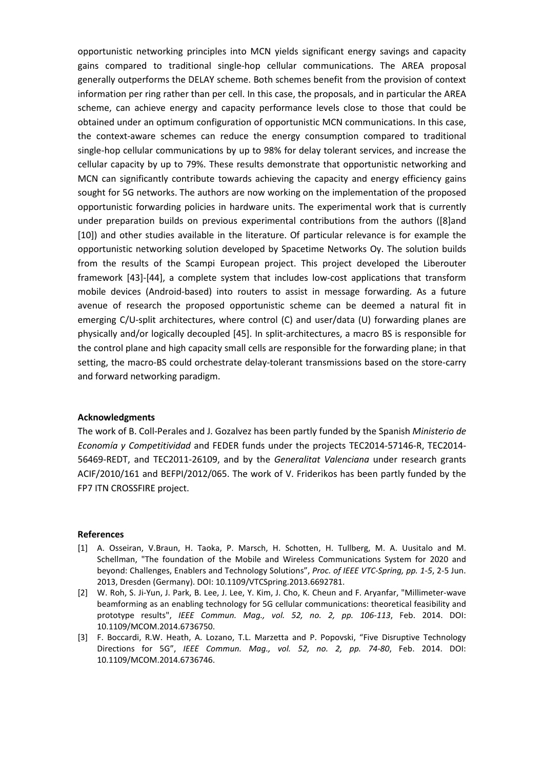opportunistic networking principles into MCN yields significant energy savings and capacity gains compared to traditional single-hop cellular communications. The AREA proposal generally outperforms the DELAY scheme. Both schemes benefit from the provision of context information per ring rather than per cell. In this case, the proposals, and in particular the AREA scheme, can achieve energy and capacity performance levels close to those that could be obtained under an optimum configuration of opportunistic MCN communications. In this case, the context-aware schemes can reduce the energy consumption compared to traditional single-hop cellular communications by up to 98% for delay tolerant services, and increase the cellular capacity by up to 79%. These results demonstrate that opportunistic networking and MCN can significantly contribute towards achieving the capacity and energy efficiency gains sought for 5G networks. The authors are now working on the implementation of the proposed opportunistic forwarding policies in hardware units. The experimental work that is currently under preparation builds on previous experimental contributions from the authors ([8]and [10]) and other studies available in the literature. Of particular relevance is for example the opportunistic networking solution developed by Spacetime Networks Oy. The solution builds from the results of the Scampi European project. This project developed the Liberouter framework [43]-[44], a complete system that includes low-cost applications that transform mobile devices (Android-based) into routers to assist in message forwarding. As a future avenue of research the proposed opportunistic scheme can be deemed a natural fit in emerging C/U-split architectures, where control (C) and user/data (U) forwarding planes are physically and/or logically decoupled [45]. In split-architectures, a macro BS is responsible for the control plane and high capacity small cells are responsible for the forwarding plane; in that setting, the macro-BS could orchestrate delay-tolerant transmissions based on the store-carry and forward networking paradigm.

**Acknowledgments**

The work of B. Coll-Perales and J. Gozalvez has been partly funded by the Spanish *Ministerio de Economía y Competitividad* and FEDER funds under the projects TEC2014-57146-R, TEC2014-56469-REDT, and TEC2011-26109, and by the *Generalitat Valenciana* under research grants ACIF/2010/161 and BEFPI/2012/065. The work of V. Friderikos has been partly funded by the FP7 ITN CROSSFIRE project.

**References**

[1] A. Osseiran, V.Braun, H. Taoka, P. Marsch, H. Schotten, H. Tullberg, M. A. Uusitalo and M. Schellman, "The foundation of the Mobile and Wireless Communications System for 2020 and beyond: Challenges, Enablers and Technology Solutions", *Proc. of IEEE VTC-Spring, pp. 1-5*, 2-5 Jun. 2013, Dresden (Germany). DOI: 10.1109/VTCSpring.2013.6692781.

[2] W. Roh, S. Ji-Yun, J. Park, B. Lee, J. Lee, Y. Kim, J. Cho, K. Cheun and F. Aryanfar, "Millimeter-wave beamforming as an enabling technology for 5G cellular communications: theoretical feasibility and prototype results", *IEEE Commun. Mag., vol. 52, no. 2, pp. 106-113*, Feb. 2014. DOI: 10.1109/MCOM.2014.6736750.

[3] F. Boccardi, R.W. Heath, A. Lozano, T.L. Marzetta and P. Popovski, "Five Disruptive Technology Directions for 5G", *IEEE Commun. Mag., vol. 52, no. 2, pp. 74-80*, Feb. 2014. DOI: 10.1109/MCOM.2014.6736746.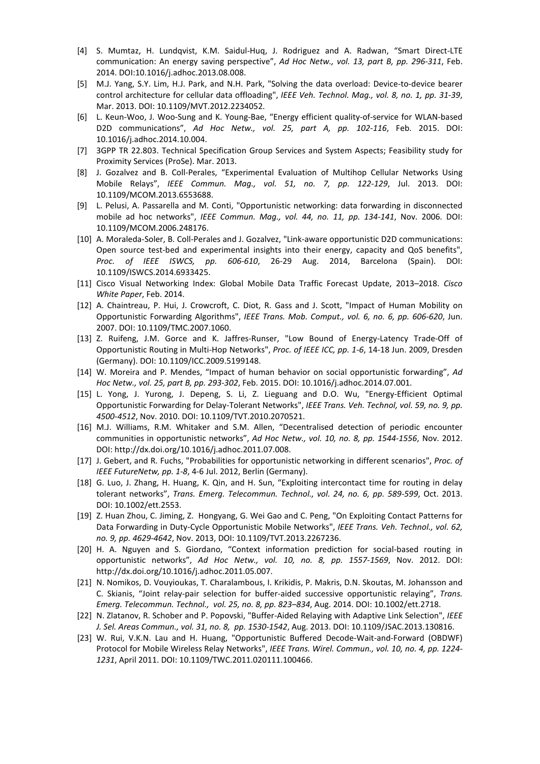[4] S. Mumtaz, H. Lundqvist, K.M. Saidul-Huq, J. Rodriguez and A. Radwan, "Smart Direct-LTE communication: An energy saving perspective", *Ad Hoc Netw., vol. 13, part B, pp. 296-311*, Feb. 2014. DOI:10.1016/j.adhoc.2013.08.008.

[5] M.J. Yang, S.Y. Lim, H.J. Park, and N.H. Park, "Solving the data overload: Device-to-device bearer control architecture for cellular data offloading", *IEEE Veh. Technol. Mag., vol. 8, no. 1, pp. 31-39*, Mar. 2013. DOI: 10.1109/MVT.2012.2234052.

[6] L. Keun-Woo, J. Woo-Sung and K. Young-Bae, "Energy efficient quality-of-service for WLAN-based D2D communications", *Ad Hoc Netw., vol. 25, part A, pp. 102-116*, Feb. 2015. DOI: 10.1016/j.adhoc.2014.10.004.

[7] 3GPP TR 22.803. Technical Specification Group Services and System Aspects; Feasibility study for Proximity Services (ProSe). Mar. 2013.

[8] J. Gozalvez and B. Coll-Perales, "Experimental Evaluation of Multihop Cellular Networks Using Mobile Relays", *IEEE Commun. Mag., vol. 51, no. 7, pp. 122-129*, Jul. 2013. DOI: 10.1109/MCOM.2013.6553688.

[9] L. Pelusi, A. Passarella and M. Conti, "Opportunistic networking: data forwarding in disconnected mobile ad hoc networks", *IEEE Commun. Mag., vol. 44, no. 11, pp. 134-141*, Nov. 2006. DOI: 10.1109/MCOM.2006.248176.

[10] A. Moraleda-Soler, B. Coll-Perales and J. Gozalvez, "Link-aware opportunistic D2D communications: Open source test-bed and experimental insights into their energy, capacity and QoS benefits", *Proc. of IEEE ISWCS, pp. 606-610*, 26-29 Aug. 2014, Barcelona (Spain). DOI: 10.1109/ISWCS.2014.6933425.

[11] Cisco Visual Networking Index: Global Mobile Data Traffic Forecast Update, 2013–2018. *Cisco White Paper*, Feb. 2014.

[12] A. Chaintreau, P. Hui, J. Crowcroft, C. Diot, R. Gass and J. Scott, "Impact of Human Mobility on Opportunistic Forwarding Algorithms", *IEEE Trans. Mob. Comput., vol. 6, no. 6, pp. 606-620*, Jun. 2007. DOI: 10.1109/TMC.2007.1060.

[13] Z. Ruifeng, J.M. Gorce and K. Jaffres-Runser, "Low Bound of Energy-Latency Trade-Off of Opportunistic Routing in Multi-Hop Networks", *Proc. of IEEE ICC, pp. 1-6*, 14-18 Jun. 2009, Dresden (Germany). DOI: 10.1109/ICC.2009.5199148.

[14] W. Moreira and P. Mendes, "Impact of human behavior on social opportunistic forwarding", *Ad Hoc Netw., vol. 25, part B, pp. 293-302*, Feb. 2015. DOI: 10.1016/j.adhoc.2014.07.001.

[15] L. Yong, J. Yurong, J. Depeng, S. Li, Z. Lieguang and D.O. Wu, "Energy-Efficient Optimal Opportunistic Forwarding for Delay-Tolerant Networks", *IEEE Trans. Veh. Technol, vol. 59, no. 9, pp. 4500-4512*, Nov. 2010. DOI: 10.1109/TVT.2010.2070521.

[16] M.J. Williams, R.M. Whitaker and S.M. Allen, "Decentralised detection of periodic encounter communities in opportunistic networks", *Ad Hoc Netw., vol. 10, no. 8, pp. 1544-1556*, Nov. 2012. DOI: http://dx.doi.org/10.1016/j.adhoc.2011.07.008.

[17] J. Gebert, and R. Fuchs, "Probabilities for opportunistic networking in different scenarios", *Proc. of IEEE FutureNetw, pp. 1-8*, 4-6 Jul. 2012, Berlin (Germany).

[18] G. Luo, J. Zhang, H. Huang, K. Qin, and H. Sun, "Exploiting intercontact time for routing in delay tolerant networks", *Trans. Emerg. Telecommun. Technol., vol. 24, no. 6, pp. 589-599*, Oct. 2013. DOI: 10.1002/ett.2553.

[19] Z. Huan Zhou, C. Jiming, Z. Hongyang, G. Wei Gao and C. Peng, "On Exploiting Contact Patterns for Data Forwarding in Duty-Cycle Opportunistic Mobile Networks", *IEEE Trans. Veh. Technol., vol. 62, no. 9, pp. 4629-4642*, Nov. 2013, DOI: 10.1109/TVT.2013.2267236.

[20] H. A. Nguyen and S. Giordano, "Context information prediction for social-based routing in opportunistic networks", *Ad Hoc Netw., vol. 10, no. 8, pp. 1557-1569*, Nov. 2012. DOI: http://dx.doi.org/10.1016/j.adhoc.2011.05.007.

[21] N. Nomikos, D. Vouyioukas, T. Charalambous, I. Krikidis, P. Makris, D.N. Skoutas, M. Johansson and C. Skianis, "Joint relay-pair selection for buffer-aided successive opportunistic relaying", *Trans. Emerg. Telecommun. Technol., vol. 25, no. 8, pp. 823–834*, Aug. 2014. DOI: 10.1002/ett.2718.

[22] N. Zlatanov, R. Schober and P. Popovski, "Buffer-Aided Relaying with Adaptive Link Selection", *IEEE J. Sel. Areas Commun., vol. 31, no. 8, pp. 1530-1542*, Aug. 2013. DOI: 10.1109/JSAC.2013.130816.

[23] W. Rui, V.K.N. Lau and H. Huang, "Opportunistic Buffered Decode-Wait-and-Forward (OBDWF) Protocol for Mobile Wireless Relay Networks", *IEEE Trans. Wirel. Commun., vol. 10, no. 4, pp. 1224-1231*, April 2011. DOI: 10.1109/TWC.2011.020111.100466.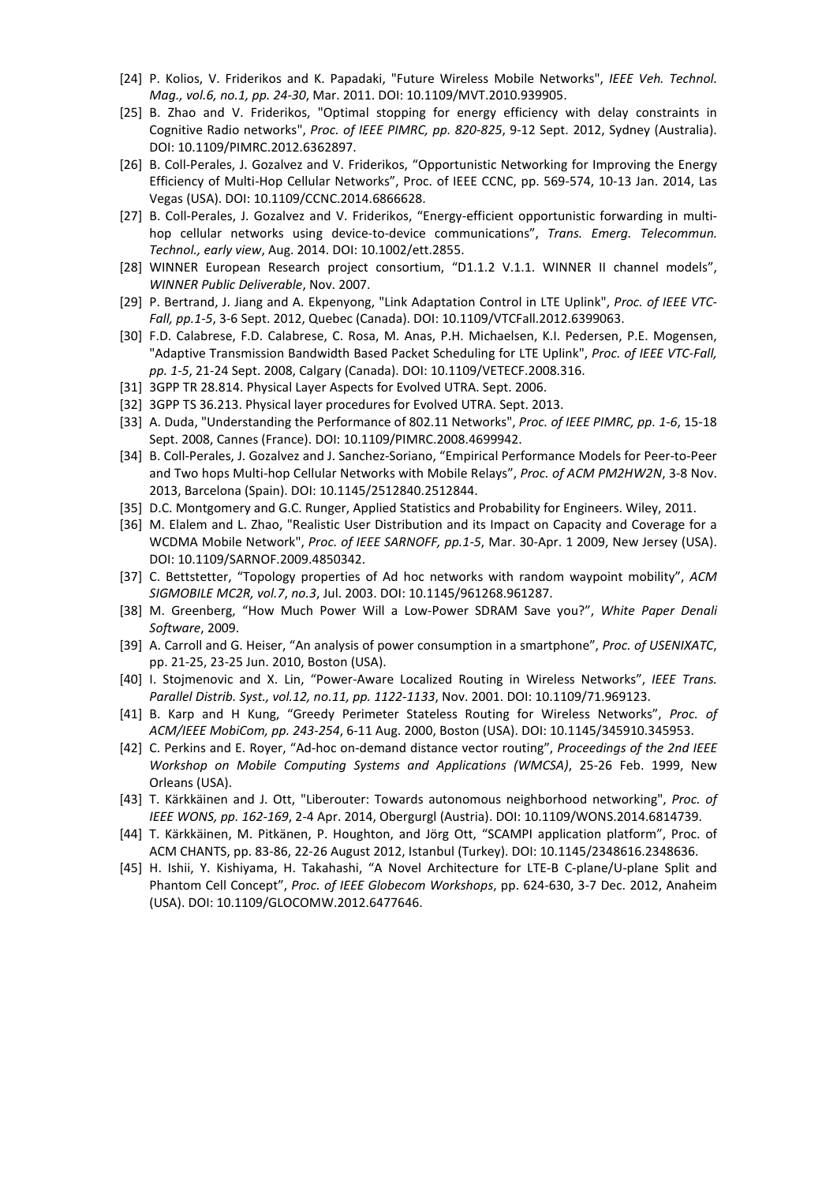[24] P. Kolios, V. Friderikos and K. Papadaki, "Future Wireless Mobile Networks", *IEEE Veh. Technol. Mag., vol.6, no.1, pp. 24-30*, Mar. 2011. DOI: 10.1109/MVT.2010.939905.

[25] B. Zhao and V. Friderikos, "Optimal stopping for energy efficiency with delay constraints in Cognitive Radio networks", *Proc. of IEEE PIMRC, pp. 820-825*, 9-12 Sept. 2012, Sydney (Australia). DOI: 10.1109/PIMRC.2012.6362897.

[26] B. Coll-Perales, J. Gozalvez and V. Friderikos, "Opportunistic Networking for Improving the Energy Efficiency of Multi-Hop Cellular Networks", Proc. of IEEE CCNC, pp. 569-574, 10-13 Jan. 2014, Las Vegas (USA). DOI: 10.1109/CCNC.2014.6866628.

[27] B. Coll-Perales, J. Gozalvez and V. Friderikos, "Energy-efficient opportunistic forwarding in multi-hop cellular networks using device-to-device communications", *Trans. Emerg. Telecommun. Technol., early view*, Aug. 2014. DOI: 10.1002/ett.2855.

[28] WINNER European Research project consortium, "D1.1.2 V.1.1. WINNER II channel models", *WINNER Public Deliverable*, Nov. 2007.

[29] P. Bertrand, J. Jiang and A. Ekpenyong, "Link Adaptation Control in LTE Uplink", *Proc. of IEEE VTC-Fall, pp.1-5*, 3-6 Sept. 2012, Quebec (Canada). DOI: 10.1109/VTCFall.2012.6399063.

[30] F.D. Calabrese, F.D. Calabrese, C. Rosa, M. Anas, P.H. Michaelsen, K.I. Pedersen, P.E. Mogensen, "Adaptive Transmission Bandwidth Based Packet Scheduling for LTE Uplink", *Proc. of IEEE VTC-Fall, pp. 1-5*, 21-24 Sept. 2008, Calgary (Canada). DOI: 10.1109/VETECF.2008.316.

[31] 3GPP TR 28.814. Physical Layer Aspects for Evolved UTRA. Sept. 2006.

[32] 3GPP TS 36.213. Physical layer procedures for Evolved UTRA. Sept. 2013.

[33] A. Duda, "Understanding the Performance of 802.11 Networks", *Proc. of IEEE PIMRC, pp. 1-6*, 15-18 Sept. 2008, Cannes (France). DOI: 10.1109/PIMRC.2008.4699942.

[34] B. Coll-Perales, J. Gozalvez and J. Sanchez-Soriano, "Empirical Performance Models for Peer-to-Peer and Two hops Multi-hop Cellular Networks with Mobile Relays", *Proc. of ACM PM2HW2N*, 3-8 Nov. 2013, Barcelona (Spain). DOI: 10.1145/2512840.2512844.

[35] D.C. Montgomery and G.C. Runger, Applied Statistics and Probability for Engineers. Wiley, 2011.

[36] M. Elalem and L. Zhao, "Realistic User Distribution and its Impact on Capacity and Coverage for a WCDMA Mobile Network", *Proc. of IEEE SARNOFF, pp.1-5*, Mar. 30-Apr. 1 2009, New Jersey (USA). DOI: 10.1109/SARNOF.2009.4850342.

[37] C. Bettstetter, "Topology properties of Ad hoc networks with random waypoint mobility", *ACM SIGMOBILE MC2R, vol.7, no.3*, Jul. 2003. DOI: 10.1145/961268.961287.

[38] M. Greenberg, "How Much Power Will a Low-Power SDRAM Save you?", *White Paper Denali Software*, 2009.

[39] A. Carroll and G. Heiser, "An analysis of power consumption in a smartphone", *Proc. of USENIXATC*, pp. 21-25, 23-25 Jun. 2010, Boston (USA).

[40] I. Stojmenovic and X. Lin, "Power-Aware Localized Routing in Wireless Networks", *IEEE Trans. Parallel Distrib. Syst., vol.12, no.11, pp. 1122-1133*, Nov. 2001. DOI: 10.1109/71.969123.

[41] B. Karp and H Kung, "Greedy Perimeter Stateless Routing for Wireless Networks", *Proc. of ACM/IEEE MobiCom, pp. 243-254*, 6-11 Aug. 2000, Boston (USA). DOI: 10.1145/345910.345953.

[42] C. Perkins and E. Royer, "Ad-hoc on-demand distance vector routing", *Proceedings of the 2nd IEEE Workshop on Mobile Computing Systems and Applications (WMCSA)*, 25-26 Feb. 1999, New Orleans (USA).

[43] T. Kärkkäinen and J. Ott, "Liberouter: Towards autonomous neighborhood networking", *Proc. of IEEE WONS, pp. 162-169*, 2-4 Apr. 2014, Obergurgl (Austria). DOI: 10.1109/WONS.2014.6814739.

[44] T. Kärkkäinen, M. Pitkänen, P. Houghton, and Jörg Ott, "SCAMPI application platform", Proc. of ACM CHANTS, pp. 83-86, 22-26 August 2012, Istanbul (Turkey). DOI: 10.1145/2348616.2348636.

[45] H. Ishii, Y. Kishiyama, H. Takahashi, "A Novel Architecture for LTE-B C-plane/U-plane Split and Phantom Cell Concept", *Proc. of IEEE Globecom Workshops*, pp. 624-630, 3-7 Dec. 2012, Anaheim (USA). DOI: 10.1109/GLOCOMW.2012.6477646.